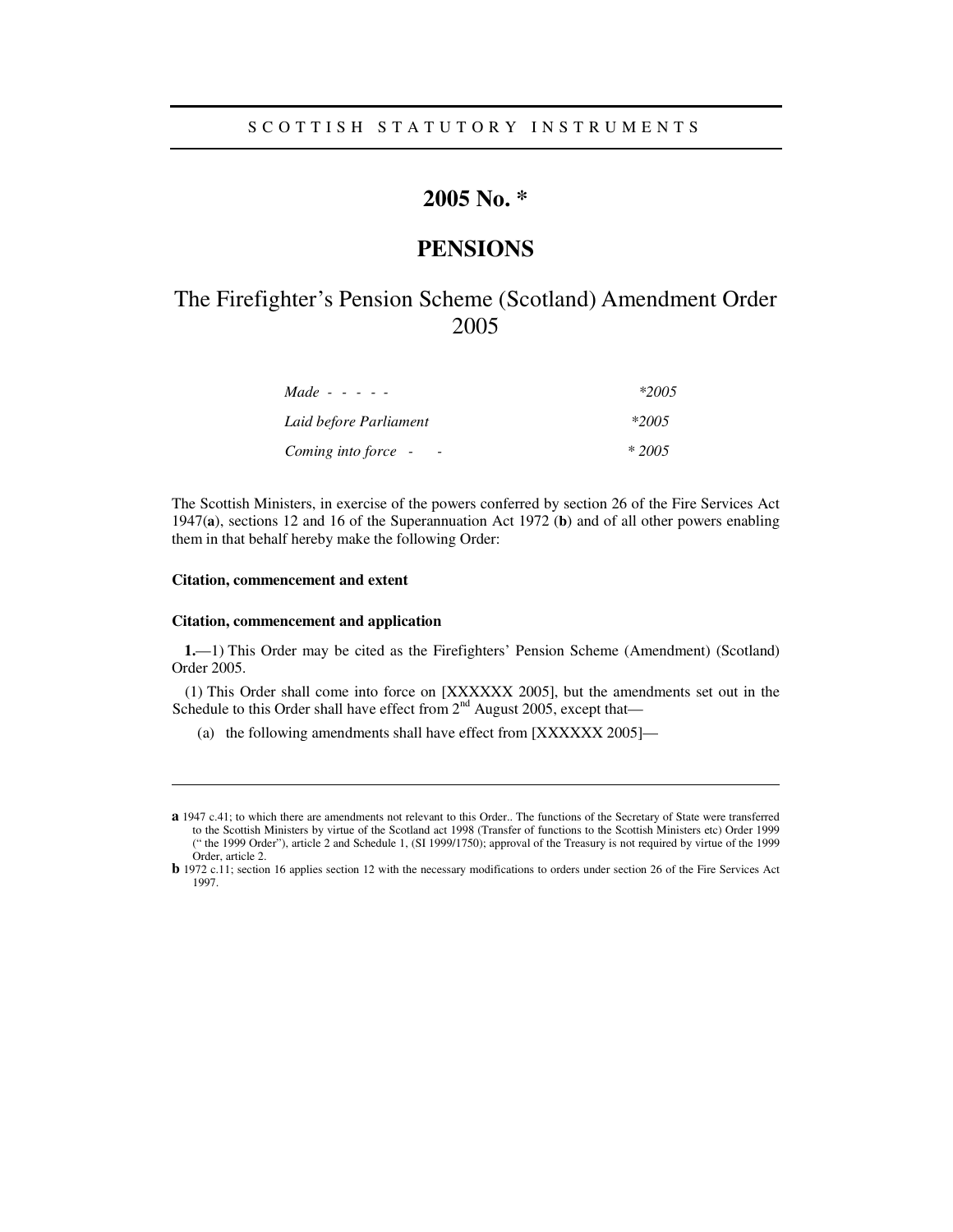SCOTTISH STATUTORY INSTRUMENTS

# 2005 No. *

# PENSIONS

## The Firefighter's Pension Scheme (Scotland) Amendment Order 2005

| | |
|---|---|
| *Made - - - - -* | *\*2005* |
| *Laid before Parliament* | *\*2005* |
| *Coming into force - -* | *\* 2005* |

The Scottish Ministers, in exercise of the powers conferred by section 26 of the Fire Services Act 1947(**a**), sections 12 and 16 of the Superannuation Act 1972 (**b**) and of all other powers enabling them in that behalf hereby make the following Order:

**Citation, commencement and extent**

**Citation, commencement and application**

**1.**—1) This Order may be cited as the Firefighters' Pension Scheme (Amendment) (Scotland) Order 2005.

(1) This Order shall come into force on [XXXXXX 2005], but the amendments set out in the Schedule to this Order shall have effect from 2nd August 2005, except that—

(a) the following amendments shall have effect from [XXXXXX 2005]—

---

**a** 1947 c.41; to which there are amendments not relevant to this Order.. The functions of the Secretary of State were transferred to the Scottish Ministers by virtue of the Scotland act 1998 (Transfer of functions to the Scottish Ministers etc) Order 1999 (" the 1999 Order"), article 2 and Schedule 1, (SI 1999/1750); approval of the Treasury is not required by virtue of the 1999 Order, article 2.

**b** 1972 c.11; section 16 applies section 12 with the necessary modifications to orders under section 26 of the Fire Services Act 1997.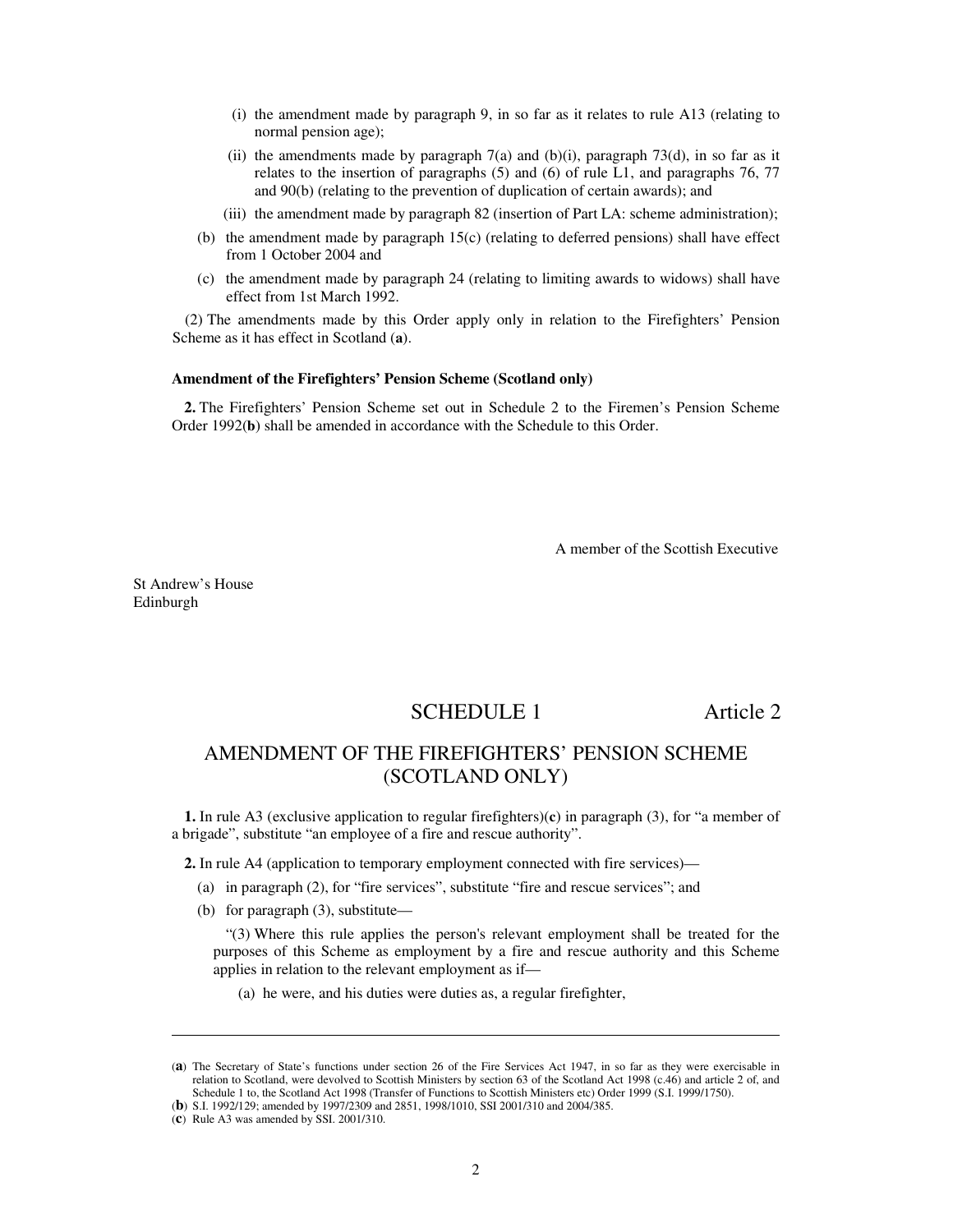(i) the amendment made by paragraph 9, in so far as it relates to rule A13 (relating to normal pension age);

(ii) the amendments made by paragraph 7(a) and (b)(i), paragraph 73(d), in so far as it relates to the insertion of paragraphs (5) and (6) of rule L1, and paragraphs 76, 77 and 90(b) (relating to the prevention of duplication of certain awards); and

(iii) the amendment made by paragraph 82 (insertion of Part LA: scheme administration);

(b) the amendment made by paragraph 15(c) (relating to deferred pensions) shall have effect from 1 October 2004 and

(c) the amendment made by paragraph 24 (relating to limiting awards to widows) shall have effect from 1st March 1992.

(2) The amendments made by this Order apply only in relation to the Firefighters' Pension Scheme as it has effect in Scotland (**a**).

**Amendment of the Firefighters' Pension Scheme (Scotland only)**

**2.** The Firefighters' Pension Scheme set out in Schedule 2 to the Firemen's Pension Scheme Order 1992(**b**) shall be amended in accordance with the Schedule to this Order.

A member of the Scottish Executive

St Andrew's House
Edinburgh

## SCHEDULE 1 — Article 2

## AMENDMENT OF THE FIREFIGHTERS' PENSION SCHEME (SCOTLAND ONLY)

**1.** In rule A3 (exclusive application to regular firefighters)(**c**) in paragraph (3), for "a member of a brigade", substitute "an employee of a fire and rescue authority".

**2.** In rule A4 (application to temporary employment connected with fire services)—

(a) in paragraph (2), for "fire services", substitute "fire and rescue services"; and

(b) for paragraph (3), substitute—

"(3) Where this rule applies the person's relevant employment shall be treated for the purposes of this Scheme as employment by a fire and rescue authority and this Scheme applies in relation to the relevant employment as if—

(a) he were, and his duties were duties as, a regular firefighter,

---

(**a**) The Secretary of State's functions under section 26 of the Fire Services Act 1947, in so far as they were exercisable in relation to Scotland, were devolved to Scottish Ministers by section 63 of the Scotland Act 1998 (c.46) and article 2 of, and Schedule 1 to, the Scotland Act 1998 (Transfer of Functions to Scottish Ministers etc) Order 1999 (S.I. 1999/1750).

(**b**) S.I. 1992/129; amended by 1997/2309 and 2851, 1998/1010, SSI 2001/310 and 2004/385.

(**c**) Rule A3 was amended by SSI. 2001/310.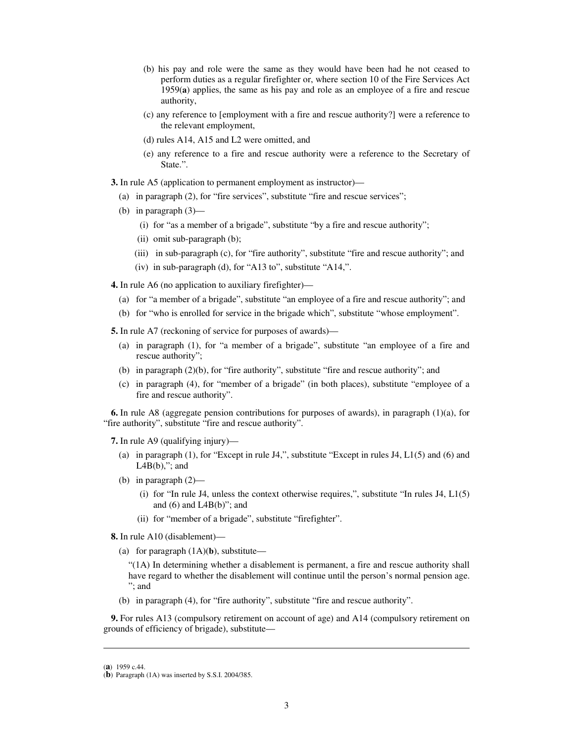(b) his pay and role were the same as they would have been had he not ceased to perform duties as a regular firefighter or, where section 10 of the Fire Services Act 1959(**a**) applies, the same as his pay and role as an employee of a fire and rescue authority,

(c) any reference to [employment with a fire and rescue authority?] were a reference to the relevant employment,

(d) rules A14, A15 and L2 were omitted, and

(e) any reference to a fire and rescue authority were a reference to the Secretary of State.".

**3.** In rule A5 (application to permanent employment as instructor)—

(a) in paragraph (2), for "fire services", substitute "fire and rescue services";

(b) in paragraph (3)—

(i) for "as a member of a brigade", substitute "by a fire and rescue authority";

(ii) omit sub-paragraph (b);

(iii) in sub-paragraph (c), for "fire authority", substitute "fire and rescue authority"; and

(iv) in sub-paragraph (d), for "A13 to", substitute "A14,".

**4.** In rule A6 (no application to auxiliary firefighter)—

(a) for "a member of a brigade", substitute "an employee of a fire and rescue authority"; and

(b) for "who is enrolled for service in the brigade which", substitute "whose employment".

**5.** In rule A7 (reckoning of service for purposes of awards)—

(a) in paragraph (1), for "a member of a brigade", substitute "an employee of a fire and rescue authority";

(b) in paragraph (2)(b), for "fire authority", substitute "fire and rescue authority"; and

(c) in paragraph (4), for "member of a brigade" (in both places), substitute "employee of a fire and rescue authority".

**6.** In rule A8 (aggregate pension contributions for purposes of awards), in paragraph (1)(a), for "fire authority", substitute "fire and rescue authority".

**7.** In rule A9 (qualifying injury)—

(a) in paragraph (1), for "Except in rule J4,", substitute "Except in rules J4, L1(5) and (6) and L4B(b),"; and

(b) in paragraph (2)—

(i) for "In rule J4, unless the context otherwise requires,", substitute "In rules J4, L1(5) and (6) and L4B(b)"; and

(ii) for "member of a brigade", substitute "firefighter".

**8.** In rule A10 (disablement)—

(a) for paragraph (1A)(**b**), substitute—

"(1A) In determining whether a disablement is permanent, a fire and rescue authority shall have regard to whether the disablement will continue until the person's normal pension age. "; and

(b) in paragraph (4), for "fire authority", substitute "fire and rescue authority".

**9.** For rules A13 (compulsory retirement on account of age) and A14 (compulsory retirement on grounds of efficiency of brigade), substitute—

---

(**a**) 1959 c.44.

(**b**) Paragraph (1A) was inserted by S.S.I. 2004/385.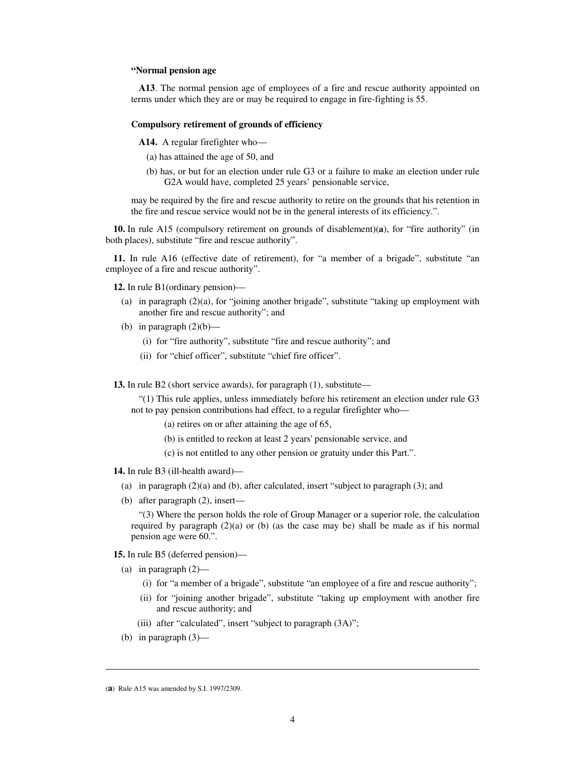**“Normal pension age**

**A13**. The normal pension age of employees of a fire and rescue authority appointed on terms under which they are or may be required to engage in fire-fighting is 55.

**Compulsory retirement of grounds of efficiency**

**A14.** A regular firefighter who—

(a) has attained the age of 50, and

(b) has, or but for an election under rule G3 or a failure to make an election under rule G2A would have, completed 25 years’ pensionable service,

may be required by the fire and rescue authority to retire on the grounds that his retention in the fire and rescue service would not be in the general interests of its efficiency.”.

**10.** In rule A15 (compulsory retirement on grounds of disablement)(**a**), for “fire authority” (in both places), substitute “fire and rescue authority”.

**11.** In rule A16 (effective date of retirement), for “a member of a brigade”, substitute “an employee of a fire and rescue authority”.

**12.** In rule B1(ordinary pension)—

(a) in paragraph (2)(a), for “joining another brigade”, substitute “taking up employment with another fire and rescue authority”; and

(b) in paragraph (2)(b)—

(i) for “fire authority”, substitute “fire and rescue authority”; and

(ii) for “chief officer”, substitute “chief fire officer”.

**13.** In rule B2 (short service awards), for paragraph (1), substitute—

“(1) This rule applies, unless immediately before his retirement an election under rule G3 not to pay pension contributions had effect, to a regular firefighter who—

(a) retires on or after attaining the age of 65,

(b) is entitled to reckon at least 2 years' pensionable service, and

(c) is not entitled to any other pension or gratuity under this Part.”.

**14.** In rule B3 (ill-health award)—

(a) in paragraph (2)(a) and (b), after calculated, insert “subject to paragraph (3); and

(b) after paragraph (2), insert—

“(3) Where the person holds the role of Group Manager or a superior role, the calculation required by paragraph (2)(a) or (b) (as the case may be) shall be made as if his normal pension age were 60.”.

**15.** In rule B5 (deferred pension)—

(a) in paragraph (2)—

(i) for “a member of a brigade”, substitute “an employee of a fire and rescue authority”;

(ii) for “joining another brigade”, substitute “taking up employment with another fire and rescue authority; and

(iii) after “calculated”, insert “subject to paragraph (3A)”;

(b) in paragraph (3)—

---

(**a**) Rule A15 was amended by S.I. 1997/2309.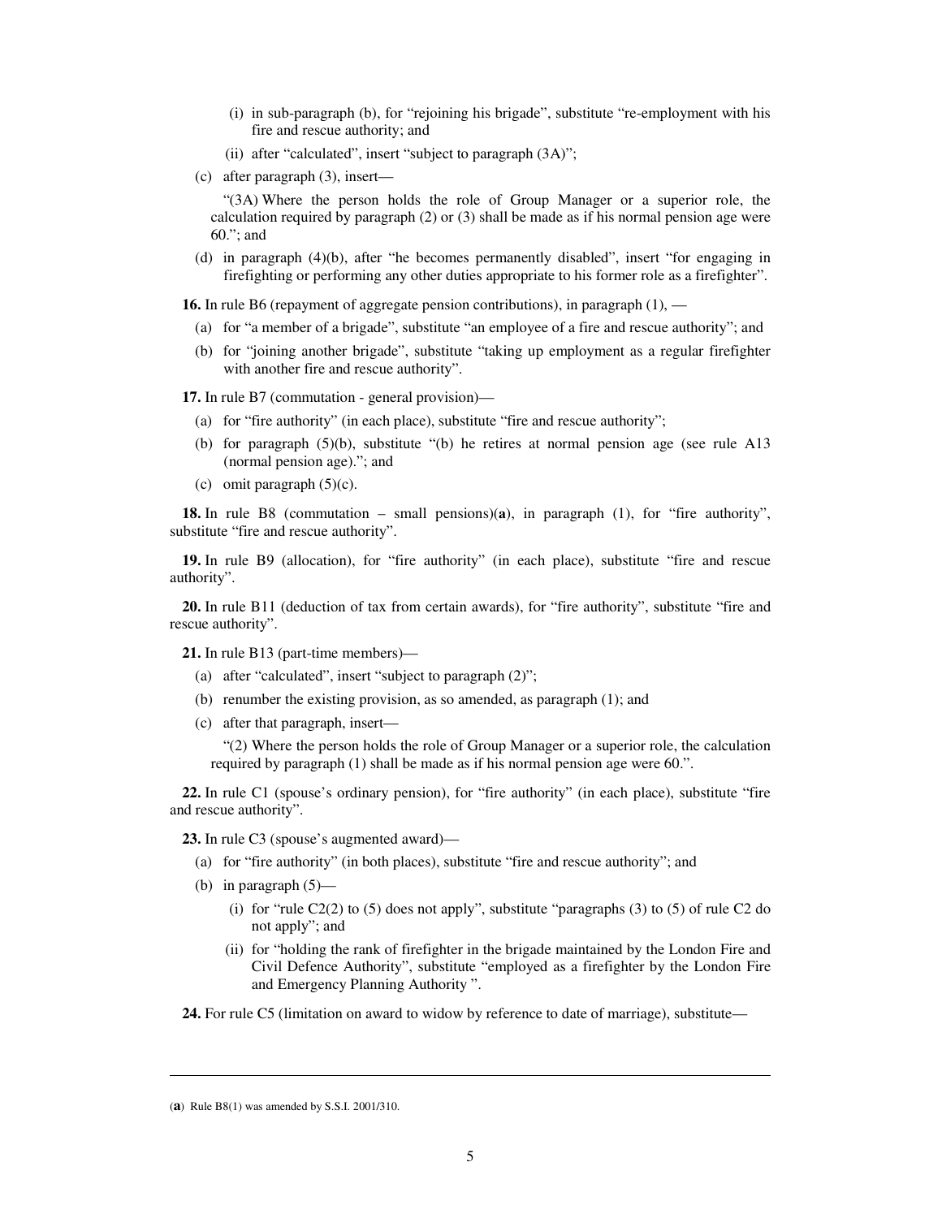(i) in sub-paragraph (b), for "rejoining his brigade", substitute "re-employment with his fire and rescue authority; and

(ii) after "calculated", insert "subject to paragraph (3A)";

(c) after paragraph (3), insert—

"(3A) Where the person holds the role of Group Manager or a superior role, the calculation required by paragraph (2) or (3) shall be made as if his normal pension age were 60."; and

(d) in paragraph (4)(b), after "he becomes permanently disabled", insert "for engaging in firefighting or performing any other duties appropriate to his former role as a firefighter".

**16.** In rule B6 (repayment of aggregate pension contributions), in paragraph (1), —

(a) for "a member of a brigade", substitute "an employee of a fire and rescue authority"; and

(b) for "joining another brigade", substitute "taking up employment as a regular firefighter with another fire and rescue authority".

**17.** In rule B7 (commutation - general provision)—

(a) for "fire authority" (in each place), substitute "fire and rescue authority";

(b) for paragraph (5)(b), substitute "(b) he retires at normal pension age (see rule A13 (normal pension age)."; and

(c) omit paragraph (5)(c).

**18.** In rule B8 (commutation – small pensions)(**a**), in paragraph (1), for "fire authority", substitute "fire and rescue authority".

**19.** In rule B9 (allocation), for "fire authority" (in each place), substitute "fire and rescue authority".

**20.** In rule B11 (deduction of tax from certain awards), for "fire authority", substitute "fire and rescue authority".

**21.** In rule B13 (part-time members)—

(a) after "calculated", insert "subject to paragraph (2)";

(b) renumber the existing provision, as so amended, as paragraph (1); and

(c) after that paragraph, insert—

"(2) Where the person holds the role of Group Manager or a superior role, the calculation required by paragraph (1) shall be made as if his normal pension age were 60.".

**22.** In rule C1 (spouse's ordinary pension), for "fire authority" (in each place), substitute "fire and rescue authority".

**23.** In rule C3 (spouse's augmented award)—

(a) for "fire authority" (in both places), substitute "fire and rescue authority"; and

(b) in paragraph (5)—

(i) for "rule C2(2) to (5) does not apply", substitute "paragraphs (3) to (5) of rule C2 do not apply"; and

(ii) for "holding the rank of firefighter in the brigade maintained by the London Fire and Civil Defence Authority", substitute "employed as a firefighter by the London Fire and Emergency Planning Authority ".

**24.** For rule C5 (limitation on award to widow by reference to date of marriage), substitute—

---

(**a**) Rule B8(1) was amended by S.S.I. 2001/310.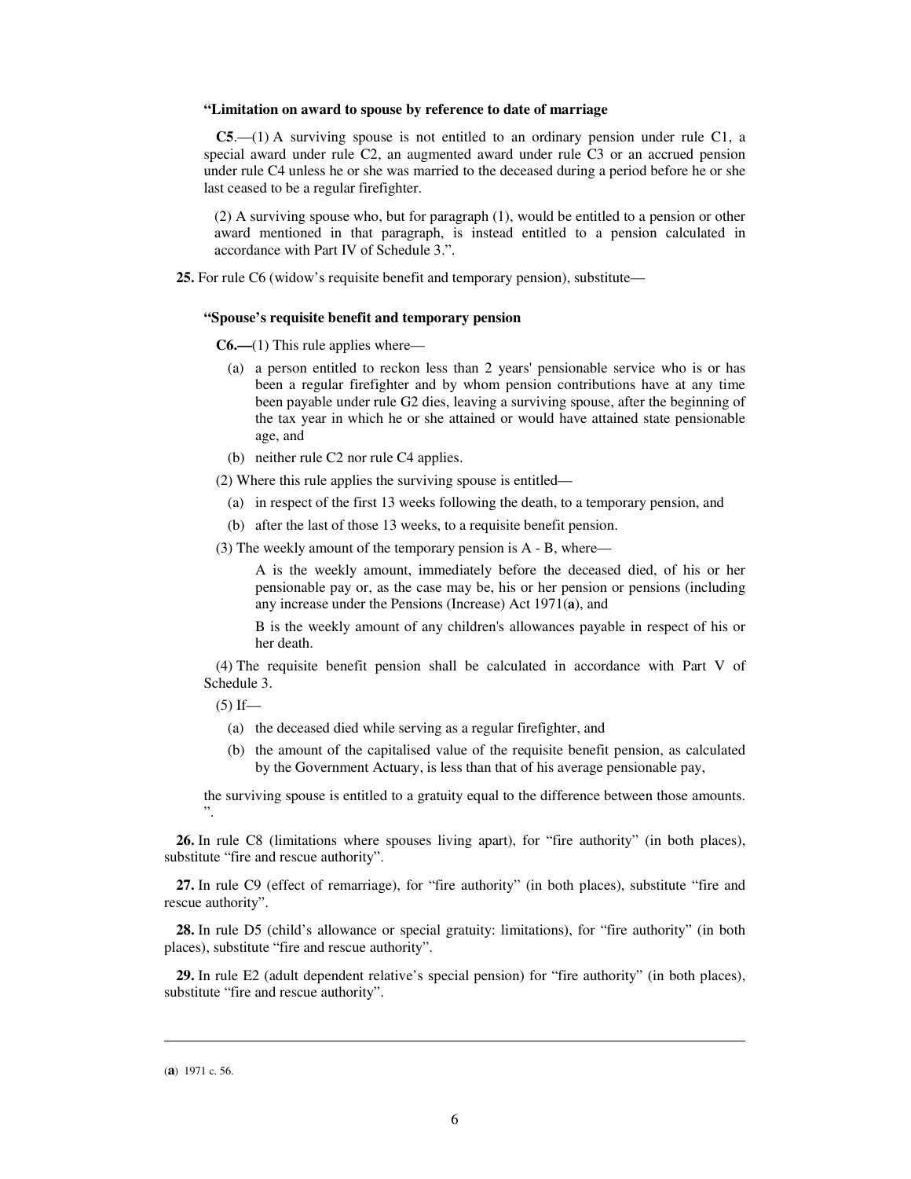**"Limitation on award to spouse by reference to date of marriage**

**C5**.—(1) A surviving spouse is not entitled to an ordinary pension under rule C1, a special award under rule C2, an augmented award under rule C3 or an accrued pension under rule C4 unless he or she was married to the deceased during a period before he or she last ceased to be a regular firefighter.

(2) A surviving spouse who, but for paragraph (1), would be entitled to a pension or other award mentioned in that paragraph, is instead entitled to a pension calculated in accordance with Part IV of Schedule 3.".

**25.** For rule C6 (widow's requisite benefit and temporary pension), substitute—

**"Spouse's requisite benefit and temporary pension**

**C6.—**(1) This rule applies where—

(a) a person entitled to reckon less than 2 years' pensionable service who is or has been a regular firefighter and by whom pension contributions have at any time been payable under rule G2 dies, leaving a surviving spouse, after the beginning of the tax year in which he or she attained or would have attained state pensionable age, and

(b) neither rule C2 nor rule C4 applies.

(2) Where this rule applies the surviving spouse is entitled—

(a) in respect of the first 13 weeks following the death, to a temporary pension, and

(b) after the last of those 13 weeks, to a requisite benefit pension.

(3) The weekly amount of the temporary pension is A - B, where—

A is the weekly amount, immediately before the deceased died, of his or her pensionable pay or, as the case may be, his or her pension or pensions (including any increase under the Pensions (Increase) Act 1971(**a**), and

B is the weekly amount of any children's allowances payable in respect of his or her death.

(4) The requisite benefit pension shall be calculated in accordance with Part V of Schedule 3.

(5) If—

(a) the deceased died while serving as a regular firefighter, and

(b) the amount of the capitalised value of the requisite benefit pension, as calculated by the Government Actuary, is less than that of his average pensionable pay,

the surviving spouse is entitled to a gratuity equal to the difference between those amounts.
".

**26.** In rule C8 (limitations where spouses living apart), for "fire authority" (in both places), substitute "fire and rescue authority".

**27.** In rule C9 (effect of remarriage), for "fire authority" (in both places), substitute "fire and rescue authority".

**28.** In rule D5 (child's allowance or special gratuity: limitations), for "fire authority" (in both places), substitute "fire and rescue authority".

**29.** In rule E2 (adult dependent relative's special pension) for "fire authority" (in both places), substitute "fire and rescue authority".

---

(**a**) 1971 c. 56.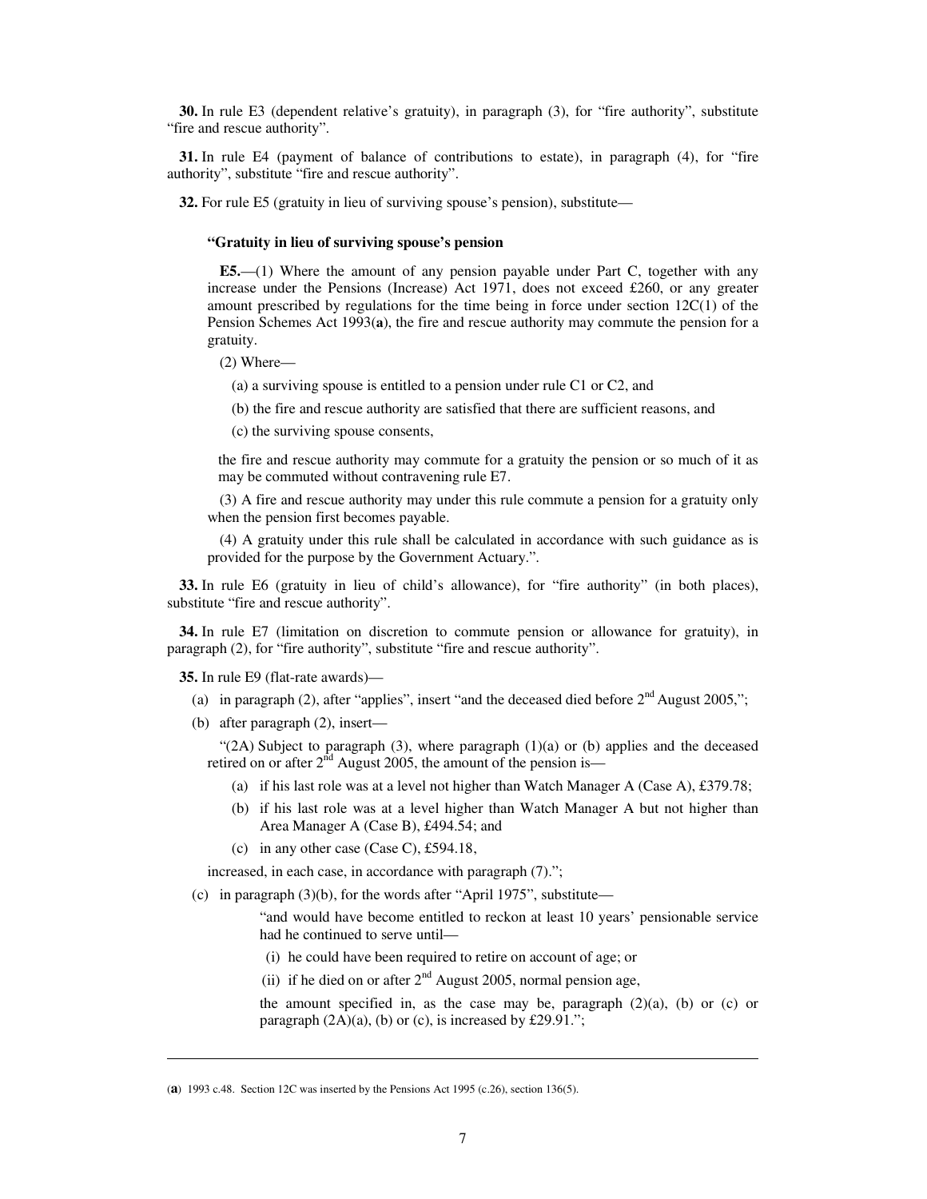**30.** In rule E3 (dependent relative's gratuity), in paragraph (3), for "fire authority", substitute "fire and rescue authority".

**31.** In rule E4 (payment of balance of contributions to estate), in paragraph (4), for "fire authority", substitute "fire and rescue authority".

**32.** For rule E5 (gratuity in lieu of surviving spouse's pension), substitute—

**"Gratuity in lieu of surviving spouse's pension**

**E5.**—(1) Where the amount of any pension payable under Part C, together with any increase under the Pensions (Increase) Act 1971, does not exceed £260, or any greater amount prescribed by regulations for the time being in force under section 12C(1) of the Pension Schemes Act 1993(**a**), the fire and rescue authority may commute the pension for a gratuity.

(2) Where—

(a) a surviving spouse is entitled to a pension under rule C1 or C2, and

(b) the fire and rescue authority are satisfied that there are sufficient reasons, and

(c) the surviving spouse consents,

the fire and rescue authority may commute for a gratuity the pension or so much of it as may be commuted without contravening rule E7.

(3) A fire and rescue authority may under this rule commute a pension for a gratuity only when the pension first becomes payable.

(4) A gratuity under this rule shall be calculated in accordance with such guidance as is provided for the purpose by the Government Actuary.".

**33.** In rule E6 (gratuity in lieu of child's allowance), for "fire authority" (in both places), substitute "fire and rescue authority".

**34.** In rule E7 (limitation on discretion to commute pension or allowance for gratuity), in paragraph (2), for "fire authority", substitute "fire and rescue authority".

**35.** In rule E9 (flat-rate awards)—

(a) in paragraph (2), after "applies", insert "and the deceased died before 2nd August 2005,";

(b) after paragraph (2), insert—

"(2A) Subject to paragraph (3), where paragraph (1)(a) or (b) applies and the deceased retired on or after 2nd August 2005, the amount of the pension is—

(a) if his last role was at a level not higher than Watch Manager A (Case A), £379.78;

(b) if his last role was at a level higher than Watch Manager A but not higher than Area Manager A (Case B), £494.54; and

(c) in any other case (Case C), £594.18,

increased, in each case, in accordance with paragraph (7).";

(c) in paragraph (3)(b), for the words after "April 1975", substitute—

"and would have become entitled to reckon at least 10 years' pensionable service had he continued to serve until—

(i) he could have been required to retire on account of age; or

(ii) if he died on or after 2nd August 2005, normal pension age,

the amount specified in, as the case may be, paragraph (2)(a), (b) or (c) or paragraph (2A)(a), (b) or (c), is increased by £29.91.";

---

(**a**) 1993 c.48. Section 12C was inserted by the Pensions Act 1995 (c.26), section 136(5).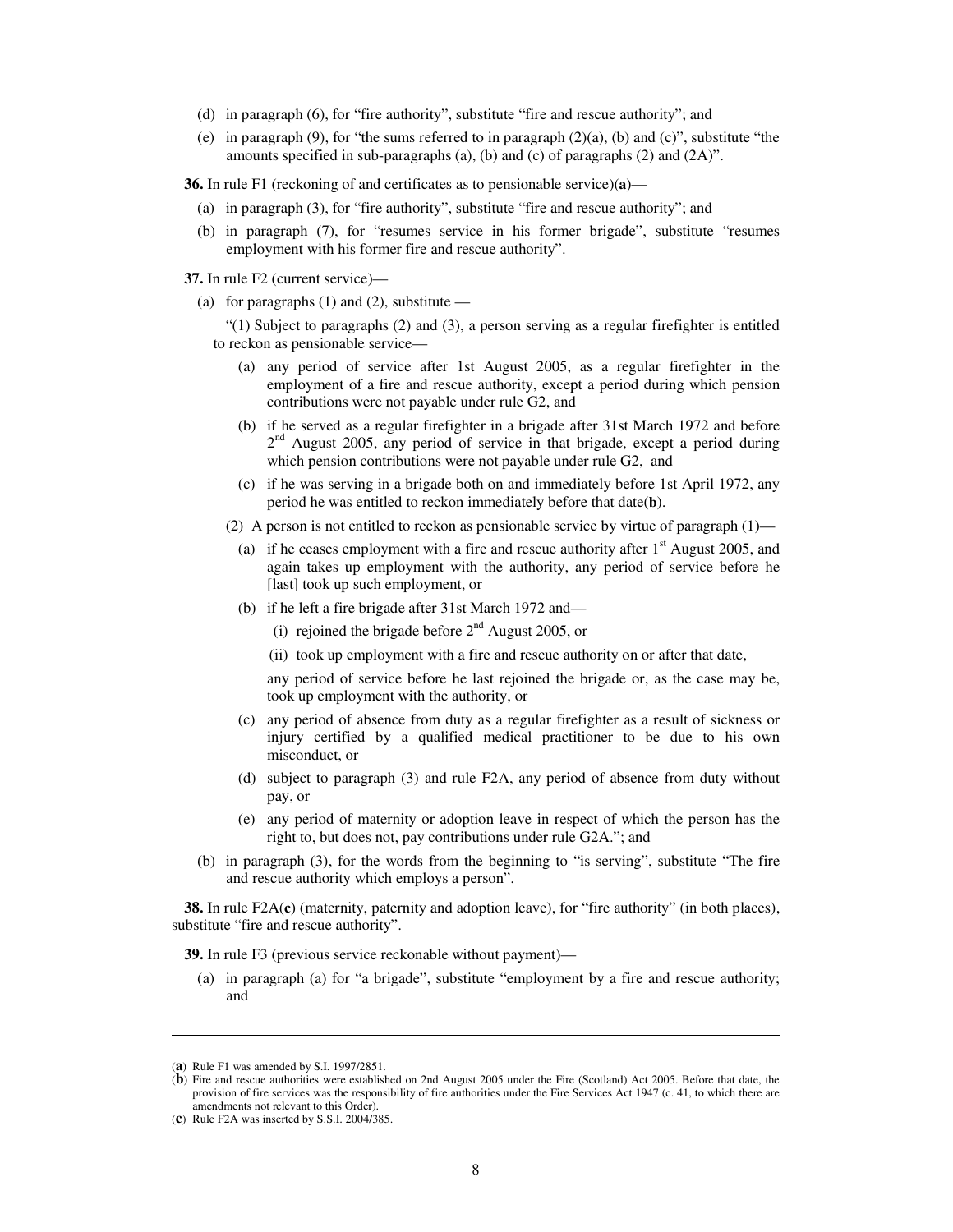(d) in paragraph (6), for "fire authority", substitute "fire and rescue authority"; and

(e) in paragraph (9), for "the sums referred to in paragraph (2)(a), (b) and (c)", substitute "the amounts specified in sub-paragraphs (a), (b) and (c) of paragraphs (2) and (2A)".

**36.** In rule F1 (reckoning of and certificates as to pensionable service)(**a**)—

(a) in paragraph (3), for "fire authority", substitute "fire and rescue authority"; and

(b) in paragraph (7), for "resumes service in his former brigade", substitute "resumes employment with his former fire and rescue authority".

**37.** In rule F2 (current service)—

(a) for paragraphs (1) and (2), substitute —

"(1) Subject to paragraphs (2) and (3), a person serving as a regular firefighter is entitled to reckon as pensionable service—

(a) any period of service after 1st August 2005, as a regular firefighter in the employment of a fire and rescue authority, except a period during which pension contributions were not payable under rule G2, and

(b) if he served as a regular firefighter in a brigade after 31st March 1972 and before 2nd August 2005, any period of service in that brigade, except a period during which pension contributions were not payable under rule G2, and

(c) if he was serving in a brigade both on and immediately before 1st April 1972, any period he was entitled to reckon immediately before that date(**b**).

(2) A person is not entitled to reckon as pensionable service by virtue of paragraph (1)—

(a) if he ceases employment with a fire and rescue authority after 1st August 2005, and again takes up employment with the authority, any period of service before he [last] took up such employment, or

(b) if he left a fire brigade after 31st March 1972 and—

(i) rejoined the brigade before 2nd August 2005, or

(ii) took up employment with a fire and rescue authority on or after that date,

any period of service before he last rejoined the brigade or, as the case may be, took up employment with the authority, or

(c) any period of absence from duty as a regular firefighter as a result of sickness or injury certified by a qualified medical practitioner to be due to his own misconduct, or

(d) subject to paragraph (3) and rule F2A, any period of absence from duty without pay, or

(e) any period of maternity or adoption leave in respect of which the person has the right to, but does not, pay contributions under rule G2A."; and

(b) in paragraph (3), for the words from the beginning to "is serving", substitute "The fire and rescue authority which employs a person".

**38.** In rule F2A(**c**) (maternity, paternity and adoption leave), for "fire authority" (in both places), substitute "fire and rescue authority".

**39.** In rule F3 (previous service reckonable without payment)—

(a) in paragraph (a) for "a brigade", substitute "employment by a fire and rescue authority; and

---

(**a**) Rule F1 was amended by S.I. 1997/2851.

(**b**) Fire and rescue authorities were established on 2nd August 2005 under the Fire (Scotland) Act 2005. Before that date, the provision of fire services was the responsibility of fire authorities under the Fire Services Act 1947 (c. 41, to which there are amendments not relevant to this Order).

(**c**) Rule F2A was inserted by S.S.I. 2004/385.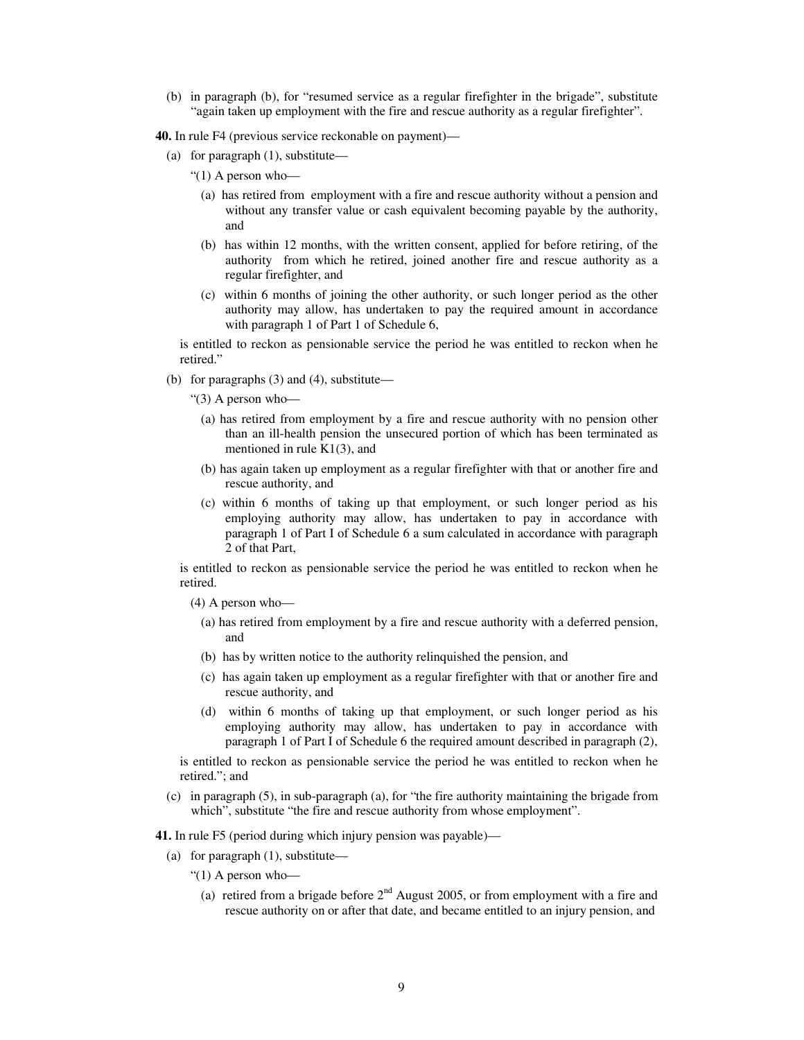(b) in paragraph (b), for "resumed service as a regular firefighter in the brigade", substitute "again taken up employment with the fire and rescue authority as a regular firefighter".

**40.** In rule F4 (previous service reckonable on payment)—

(a) for paragraph (1), substitute—

"(1) A person who—

(a) has retired from employment with a fire and rescue authority without a pension and without any transfer value or cash equivalent becoming payable by the authority, and

(b) has within 12 months, with the written consent, applied for before retiring, of the authority from which he retired, joined another fire and rescue authority as a regular firefighter, and

(c) within 6 months of joining the other authority, or such longer period as the other authority may allow, has undertaken to pay the required amount in accordance with paragraph 1 of Part 1 of Schedule 6,

is entitled to reckon as pensionable service the period he was entitled to reckon when he retired."

(b) for paragraphs (3) and (4), substitute—

"(3) A person who—

(a) has retired from employment by a fire and rescue authority with no pension other than an ill-health pension the unsecured portion of which has been terminated as mentioned in rule K1(3), and

(b) has again taken up employment as a regular firefighter with that or another fire and rescue authority, and

(c) within 6 months of taking up that employment, or such longer period as his employing authority may allow, has undertaken to pay in accordance with paragraph 1 of Part I of Schedule 6 a sum calculated in accordance with paragraph 2 of that Part,

is entitled to reckon as pensionable service the period he was entitled to reckon when he retired.

(4) A person who—

(a) has retired from employment by a fire and rescue authority with a deferred pension, and

(b) has by written notice to the authority relinquished the pension, and

(c) has again taken up employment as a regular firefighter with that or another fire and rescue authority, and

(d) within 6 months of taking up that employment, or such longer period as his employing authority may allow, has undertaken to pay in accordance with paragraph 1 of Part I of Schedule 6 the required amount described in paragraph (2),

is entitled to reckon as pensionable service the period he was entitled to reckon when he retired."; and

(c) in paragraph (5), in sub-paragraph (a), for "the fire authority maintaining the brigade from which", substitute "the fire and rescue authority from whose employment".

**41.** In rule F5 (period during which injury pension was payable)—

(a) for paragraph (1), substitute—

"(1) A person who—

(a) retired from a brigade before 2nd August 2005, or from employment with a fire and rescue authority on or after that date, and became entitled to an injury pension, and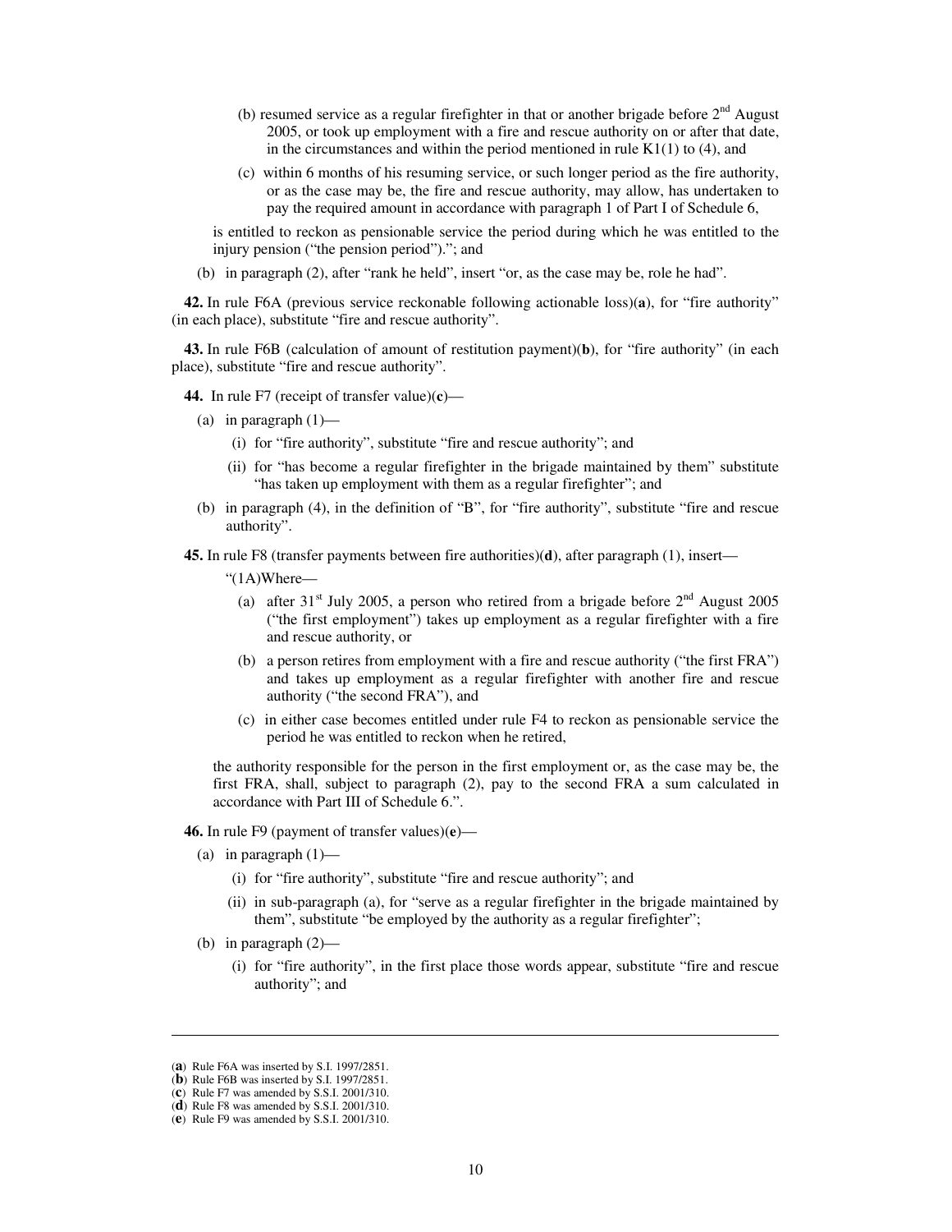(b) resumed service as a regular firefighter in that or another brigade before 2nd August 2005, or took up employment with a fire and rescue authority on or after that date, in the circumstances and within the period mentioned in rule K1(1) to (4), and

(c) within 6 months of his resuming service, or such longer period as the fire authority, or as the case may be, the fire and rescue authority, may allow, has undertaken to pay the required amount in accordance with paragraph 1 of Part I of Schedule 6,

is entitled to reckon as pensionable service the period during which he was entitled to the injury pension ("the pension period")."; and

(b) in paragraph (2), after "rank he held", insert "or, as the case may be, role he had".

**42.** In rule F6A (previous service reckonable following actionable loss)(**a**), for "fire authority" (in each place), substitute "fire and rescue authority".

**43.** In rule F6B (calculation of amount of restitution payment)(**b**), for "fire authority" (in each place), substitute "fire and rescue authority".

**44.** In rule F7 (receipt of transfer value)(**c**)—

(a) in paragraph (1)—

(i) for "fire authority", substitute "fire and rescue authority"; and

(ii) for "has become a regular firefighter in the brigade maintained by them" substitute "has taken up employment with them as a regular firefighter"; and

(b) in paragraph (4), in the definition of "B", for "fire authority", substitute "fire and rescue authority".

**45.** In rule F8 (transfer payments between fire authorities)(**d**), after paragraph (1), insert—

"(1A)Where—

(a) after 31st July 2005, a person who retired from a brigade before 2nd August 2005 ("the first employment") takes up employment as a regular firefighter with a fire and rescue authority, or

(b) a person retires from employment with a fire and rescue authority ("the first FRA") and takes up employment as a regular firefighter with another fire and rescue authority ("the second FRA"), and

(c) in either case becomes entitled under rule F4 to reckon as pensionable service the period he was entitled to reckon when he retired,

the authority responsible for the person in the first employment or, as the case may be, the first FRA, shall, subject to paragraph (2), pay to the second FRA a sum calculated in accordance with Part III of Schedule 6.".

**46.** In rule F9 (payment of transfer values)(**e**)—

(a) in paragraph (1)—

(i) for "fire authority", substitute "fire and rescue authority"; and

(ii) in sub-paragraph (a), for "serve as a regular firefighter in the brigade maintained by them", substitute "be employed by the authority as a regular firefighter";

(b) in paragraph (2)—

(i) for "fire authority", in the first place those words appear, substitute "fire and rescue authority"; and

---

(**a**) Rule F6A was inserted by S.I. 1997/2851.
(**b**) Rule F6B was inserted by S.I. 1997/2851.
(**c**) Rule F7 was amended by S.S.I. 2001/310.
(**d**) Rule F8 was amended by S.S.I. 2001/310.
(**e**) Rule F9 was amended by S.S.I. 2001/310.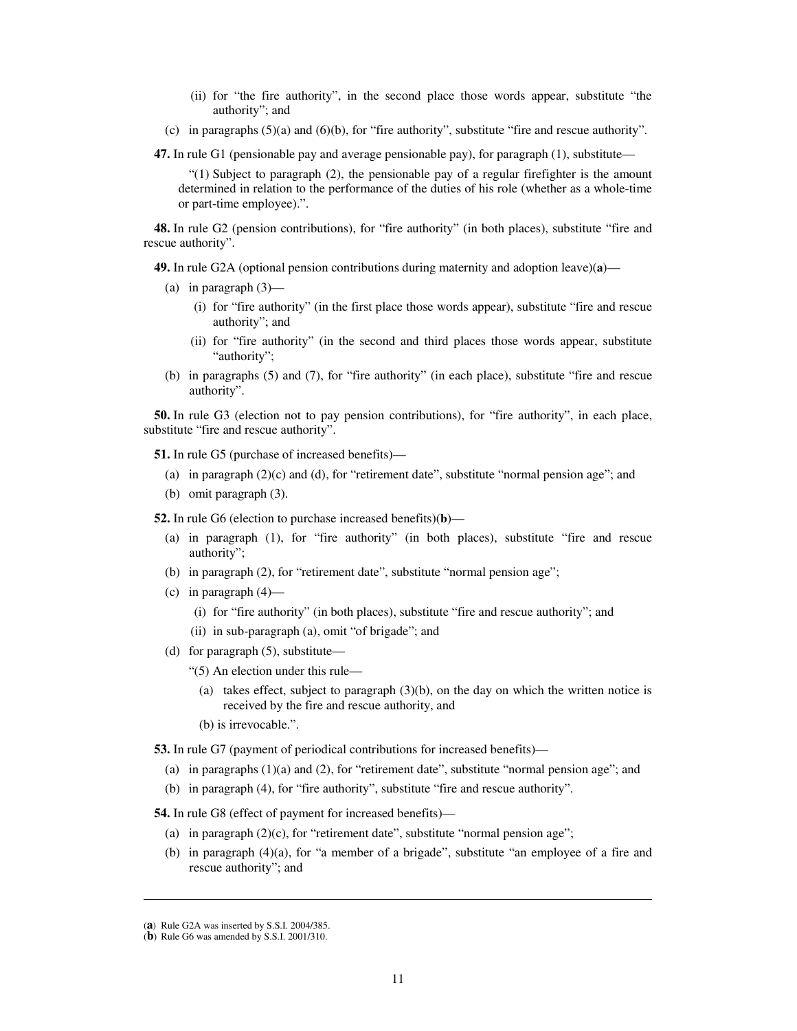(ii) for "the fire authority", in the second place those words appear, substitute "the authority"; and

(c) in paragraphs (5)(a) and (6)(b), for "fire authority", substitute "fire and rescue authority".

**47.** In rule G1 (pensionable pay and average pensionable pay), for paragraph (1), substitute—

"(1) Subject to paragraph (2), the pensionable pay of a regular firefighter is the amount determined in relation to the performance of the duties of his role (whether as a whole-time or part-time employee).".

**48.** In rule G2 (pension contributions), for "fire authority" (in both places), substitute "fire and rescue authority".

**49.** In rule G2A (optional pension contributions during maternity and adoption leave)(**a**)—

(a) in paragraph (3)—

(i) for "fire authority" (in the first place those words appear), substitute "fire and rescue authority"; and

(ii) for "fire authority" (in the second and third places those words appear, substitute "authority";

(b) in paragraphs (5) and (7), for "fire authority" (in each place), substitute "fire and rescue authority".

**50.** In rule G3 (election not to pay pension contributions), for "fire authority", in each place, substitute "fire and rescue authority".

**51.** In rule G5 (purchase of increased benefits)—

(a) in paragraph (2)(c) and (d), for "retirement date", substitute "normal pension age"; and

(b) omit paragraph (3).

**52.** In rule G6 (election to purchase increased benefits)(**b**)—

(a) in paragraph (1), for "fire authority" (in both places), substitute "fire and rescue authority";

(b) in paragraph (2), for "retirement date", substitute "normal pension age";

(c) in paragraph (4)—

(i) for "fire authority" (in both places), substitute "fire and rescue authority"; and

(ii) in sub-paragraph (a), omit "of brigade"; and

(d) for paragraph (5), substitute—

"(5) An election under this rule—

(a) takes effect, subject to paragraph (3)(b), on the day on which the written notice is received by the fire and rescue authority, and

(b) is irrevocable.".

**53.** In rule G7 (payment of periodical contributions for increased benefits)—

(a) in paragraphs (1)(a) and (2), for "retirement date", substitute "normal pension age"; and

(b) in paragraph (4), for "fire authority", substitute "fire and rescue authority".

**54.** In rule G8 (effect of payment for increased benefits)—

(a) in paragraph (2)(c), for "retirement date", substitute "normal pension age";

(b) in paragraph (4)(a), for "a member of a brigade", substitute "an employee of a fire and rescue authority"; and

---

(**a**) Rule G2A was inserted by S.S.I. 2004/385.
(**b**) Rule G6 was amended by S.S.I. 2001/310.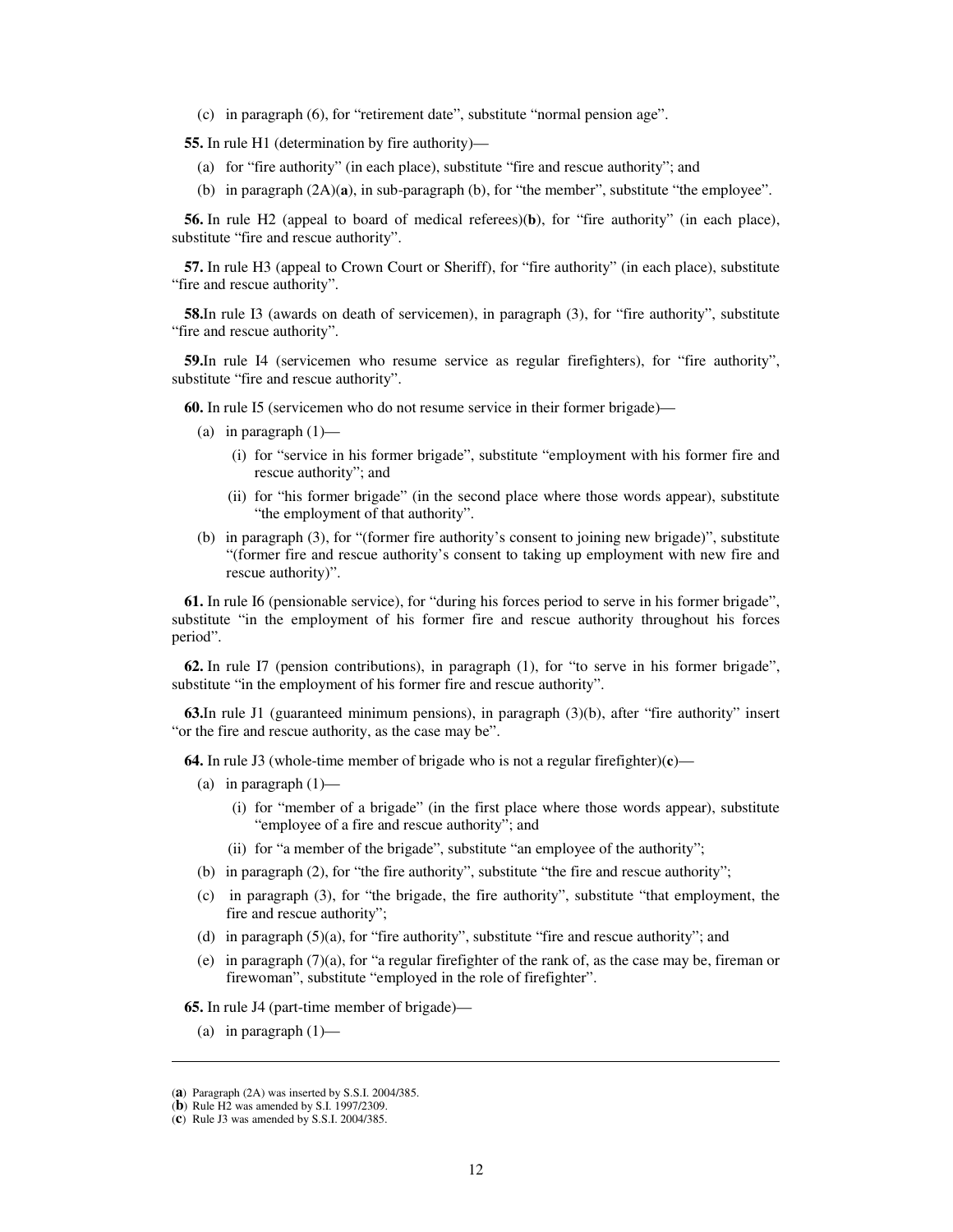(c) in paragraph (6), for "retirement date", substitute "normal pension age".

**55.** In rule H1 (determination by fire authority)—

(a) for "fire authority" (in each place), substitute "fire and rescue authority"; and

(b) in paragraph (2A)(**a**), in sub-paragraph (b), for "the member", substitute "the employee".

**56.** In rule H2 (appeal to board of medical referees)(**b**), for "fire authority" (in each place), substitute "fire and rescue authority".

**57.** In rule H3 (appeal to Crown Court or Sheriff), for "fire authority" (in each place), substitute "fire and rescue authority".

**58.** In rule I3 (awards on death of servicemen), in paragraph (3), for "fire authority", substitute "fire and rescue authority".

**59.** In rule I4 (servicemen who resume service as regular firefighters), for "fire authority", substitute "fire and rescue authority".

**60.** In rule I5 (servicemen who do not resume service in their former brigade)—

(a) in paragraph (1)—

(i) for "service in his former brigade", substitute "employment with his former fire and rescue authority"; and

(ii) for "his former brigade" (in the second place where those words appear), substitute "the employment of that authority".

(b) in paragraph (3), for "(former fire authority's consent to joining new brigade)", substitute "(former fire and rescue authority's consent to taking up employment with new fire and rescue authority)".

**61.** In rule I6 (pensionable service), for "during his forces period to serve in his former brigade", substitute "in the employment of his former fire and rescue authority throughout his forces period".

**62.** In rule I7 (pension contributions), in paragraph (1), for "to serve in his former brigade", substitute "in the employment of his former fire and rescue authority".

**63.** In rule J1 (guaranteed minimum pensions), in paragraph (3)(b), after "fire authority" insert "or the fire and rescue authority, as the case may be".

**64.** In rule J3 (whole-time member of brigade who is not a regular firefighter)(**c**)—

(a) in paragraph (1)—

(i) for "member of a brigade" (in the first place where those words appear), substitute "employee of a fire and rescue authority"; and

(ii) for "a member of the brigade", substitute "an employee of the authority";

(b) in paragraph (2), for "the fire authority", substitute "the fire and rescue authority";

(c) in paragraph (3), for "the brigade, the fire authority", substitute "that employment, the fire and rescue authority";

(d) in paragraph (5)(a), for "fire authority", substitute "fire and rescue authority"; and

(e) in paragraph (7)(a), for "a regular firefighter of the rank of, as the case may be, fireman or firewoman", substitute "employed in the role of firefighter".

**65.** In rule J4 (part-time member of brigade)—

(a) in paragraph (1)—

---

(**a**) Paragraph (2A) was inserted by S.S.I. 2004/385.
(**b**) Rule H2 was amended by S.I. 1997/2309.
(**c**) Rule J3 was amended by S.S.I. 2004/385.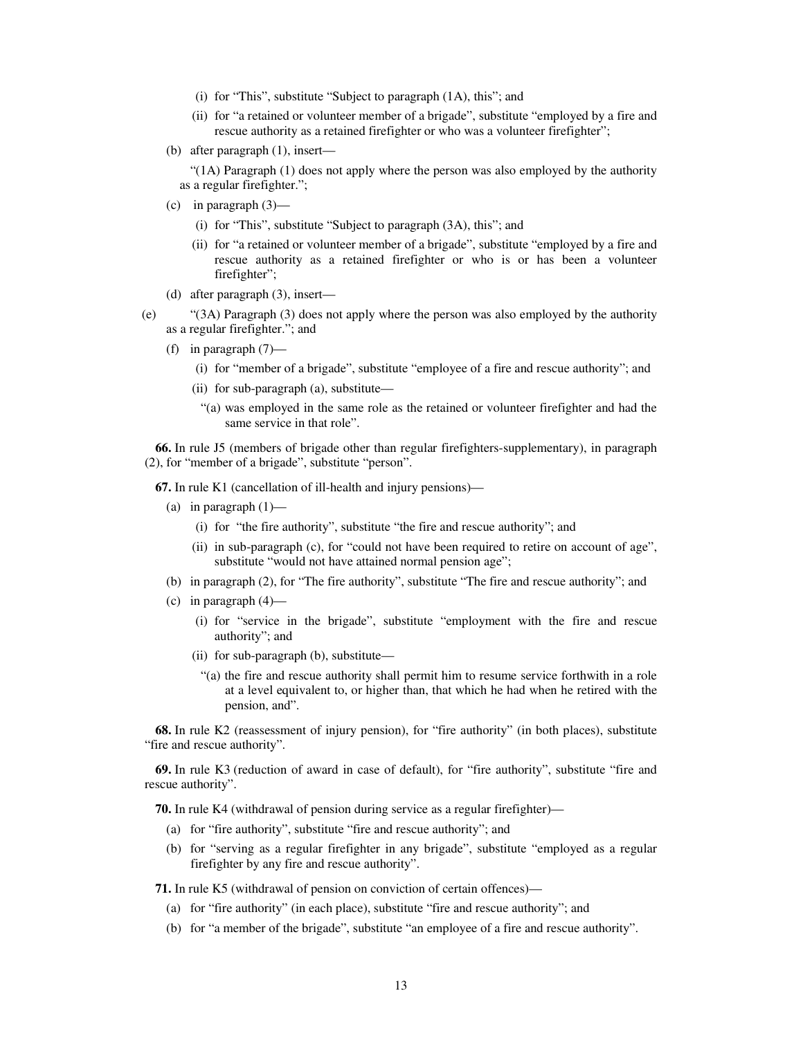(i) for "This", substitute "Subject to paragraph (1A), this"; and

(ii) for "a retained or volunteer member of a brigade", substitute "employed by a fire and rescue authority as a retained firefighter or who was a volunteer firefighter";

(b) after paragraph (1), insert—

"(1A) Paragraph (1) does not apply where the person was also employed by the authority as a regular firefighter.";

(c) in paragraph (3)—

(i) for "This", substitute "Subject to paragraph (3A), this"; and

(ii) for "a retained or volunteer member of a brigade", substitute "employed by a fire and rescue authority as a retained firefighter or who is or has been a volunteer firefighter";

(d) after paragraph (3), insert—

(e) "(3A) Paragraph (3) does not apply where the person was also employed by the authority as a regular firefighter."; and

(f) in paragraph (7)—

(i) for "member of a brigade", substitute "employee of a fire and rescue authority"; and

(ii) for sub-paragraph (a), substitute—

"(a) was employed in the same role as the retained or volunteer firefighter and had the same service in that role".

**66.** In rule J5 (members of brigade other than regular firefighters-supplementary), in paragraph (2), for "member of a brigade", substitute "person".

**67.** In rule K1 (cancellation of ill-health and injury pensions)—

(a) in paragraph (1)—

(i) for "the fire authority", substitute "the fire and rescue authority"; and

(ii) in sub-paragraph (c), for "could not have been required to retire on account of age", substitute "would not have attained normal pension age";

(b) in paragraph (2), for "The fire authority", substitute "The fire and rescue authority"; and

(c) in paragraph (4)—

(i) for "service in the brigade", substitute "employment with the fire and rescue authority"; and

(ii) for sub-paragraph (b), substitute—

"(a) the fire and rescue authority shall permit him to resume service forthwith in a role at a level equivalent to, or higher than, that which he had when he retired with the pension, and".

**68.** In rule K2 (reassessment of injury pension), for "fire authority" (in both places), substitute "fire and rescue authority".

**69.** In rule K3 (reduction of award in case of default), for "fire authority", substitute "fire and rescue authority".

**70.** In rule K4 (withdrawal of pension during service as a regular firefighter)—

(a) for "fire authority", substitute "fire and rescue authority"; and

(b) for "serving as a regular firefighter in any brigade", substitute "employed as a regular firefighter by any fire and rescue authority".

**71.** In rule K5 (withdrawal of pension on conviction of certain offences)—

(a) for "fire authority" (in each place), substitute "fire and rescue authority"; and

(b) for "a member of the brigade", substitute "an employee of a fire and rescue authority".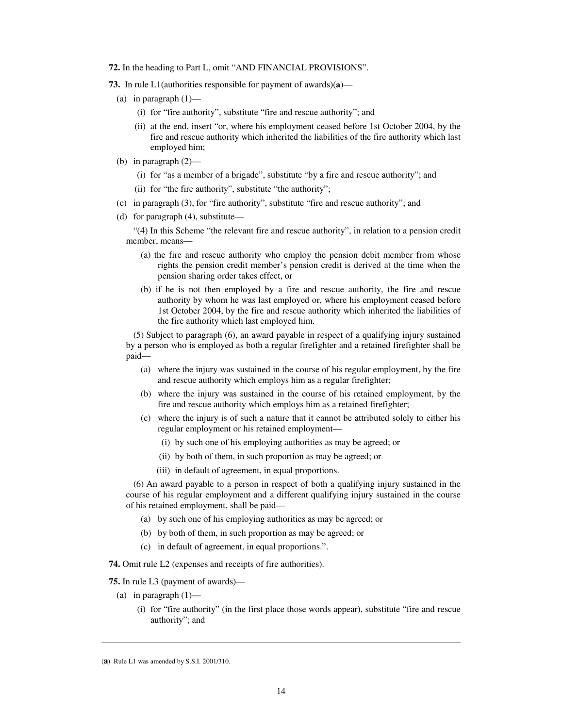**72.** In the heading to Part L, omit "AND FINANCIAL PROVISIONS".

**73.** In rule L1(authorities responsible for payment of awards)(**a**)—

(a) in paragraph (1)—

(i) for "fire authority", substitute "fire and rescue authority"; and

(ii) at the end, insert "or, where his employment ceased before 1st October 2004, by the fire and rescue authority which inherited the liabilities of the fire authority which last employed him;

(b) in paragraph (2)—

(i) for "as a member of a brigade", substitute "by a fire and rescue authority"; and

(ii) for "the fire authority", substitute "the authority";

(c) in paragraph (3), for "fire authority", substitute "fire and rescue authority"; and

(d) for paragraph (4), substitute—

"(4) In this Scheme "the relevant fire and rescue authority", in relation to a pension credit member, means—

(a) the fire and rescue authority who employ the pension debit member from whose rights the pension credit member's pension credit is derived at the time when the pension sharing order takes effect, or

(b) if he is not then employed by a fire and rescue authority, the fire and rescue authority by whom he was last employed or, where his employment ceased before 1st October 2004, by the fire and rescue authority which inherited the liabilities of the fire authority which last employed him.

(5) Subject to paragraph (6), an award payable in respect of a qualifying injury sustained by a person who is employed as both a regular firefighter and a retained firefighter shall be paid—

(a) where the injury was sustained in the course of his regular employment, by the fire and rescue authority which employs him as a regular firefighter;

(b) where the injury was sustained in the course of his retained employment, by the fire and rescue authority which employs him as a retained firefighter;

(c) where the injury is of such a nature that it cannot be attributed solely to either his regular employment or his retained employment—

(i) by such one of his employing authorities as may be agreed; or

(ii) by both of them, in such proportion as may be agreed; or

(iii) in default of agreement, in equal proportions.

(6) An award payable to a person in respect of both a qualifying injury sustained in the course of his regular employment and a different qualifying injury sustained in the course of his retained employment, shall be paid—

(a) by such one of his employing authorities as may be agreed; or

(b) by both of them, in such proportion as may be agreed; or

(c) in default of agreement, in equal proportions.".

**74.** Omit rule L2 (expenses and receipts of fire authorities).

**75.** In rule L3 (payment of awards)—

(a) in paragraph (1)—

(i) for "fire authority" (in the first place those words appear), substitute "fire and rescue authority"; and

---

(**a**) Rule L1 was amended by S.S.I. 2001/310.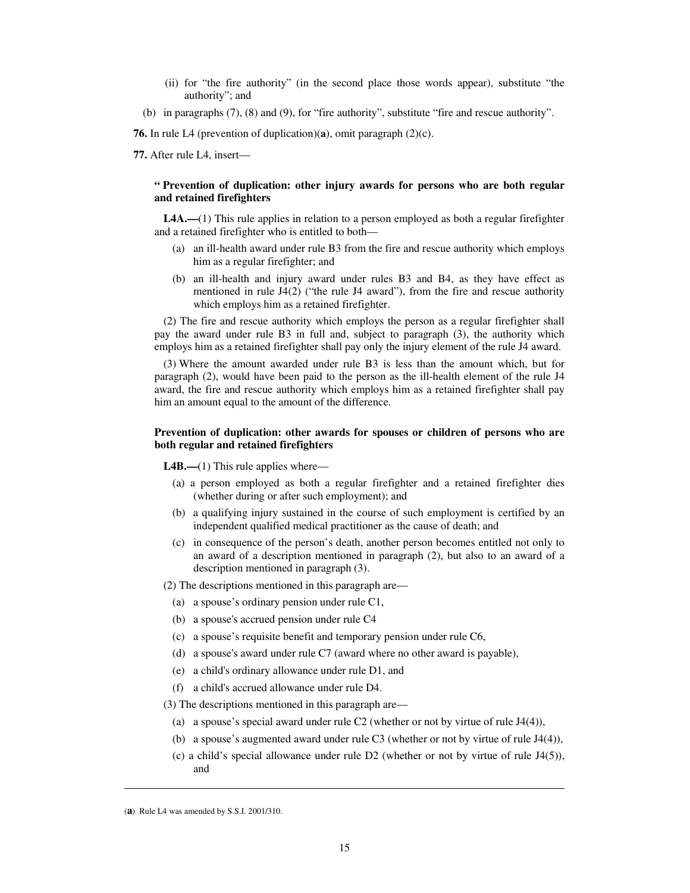(ii) for "the fire authority" (in the second place those words appear), substitute "the authority"; and

(b) in paragraphs (7), (8) and (9), for "fire authority", substitute "fire and rescue authority".

**76.** In rule L4 (prevention of duplication)(**a**), omit paragraph (2)(c).

**77.** After rule L4, insert—

**" Prevention of duplication: other injury awards for persons who are both regular and retained firefighters**

**L4A.—**(1) This rule applies in relation to a person employed as both a regular firefighter and a retained firefighter who is entitled to both—

(a) an ill-health award under rule B3 from the fire and rescue authority which employs him as a regular firefighter; and

(b) an ill-health and injury award under rules B3 and B4, as they have effect as mentioned in rule J4(2) ("the rule J4 award"), from the fire and rescue authority which employs him as a retained firefighter.

(2) The fire and rescue authority which employs the person as a regular firefighter shall pay the award under rule B3 in full and, subject to paragraph (3), the authority which employs him as a retained firefighter shall pay only the injury element of the rule J4 award.

(3) Where the amount awarded under rule B3 is less than the amount which, but for paragraph (2), would have been paid to the person as the ill-health element of the rule J4 award, the fire and rescue authority which employs him as a retained firefighter shall pay him an amount equal to the amount of the difference.

**Prevention of duplication: other awards for spouses or children of persons who are both regular and retained firefighters**

**L4B.—**(1) This rule applies where—

(a) a person employed as both a regular firefighter and a retained firefighter dies (whether during or after such employment); and

(b) a qualifying injury sustained in the course of such employment is certified by an independent qualified medical practitioner as the cause of death; and

(c) in consequence of the person's death, another person becomes entitled not only to an award of a description mentioned in paragraph (2), but also to an award of a description mentioned in paragraph (3).

(2) The descriptions mentioned in this paragraph are—

(a) a spouse's ordinary pension under rule C1,

(b) a spouse's accrued pension under rule C4

(c) a spouse's requisite benefit and temporary pension under rule C6,

(d) a spouse's award under rule C7 (award where no other award is payable),

(e) a child's ordinary allowance under rule D1, and

(f) a child's accrued allowance under rule D4.

(3) The descriptions mentioned in this paragraph are—

(a) a spouse's special award under rule C2 (whether or not by virtue of rule J4(4)),

(b) a spouse's augmented award under rule C3 (whether or not by virtue of rule J4(4)),

(c) a child's special allowance under rule D2 (whether or not by virtue of rule J4(5)), and

---

(**a**) Rule L4 was amended by S.S.I. 2001/310.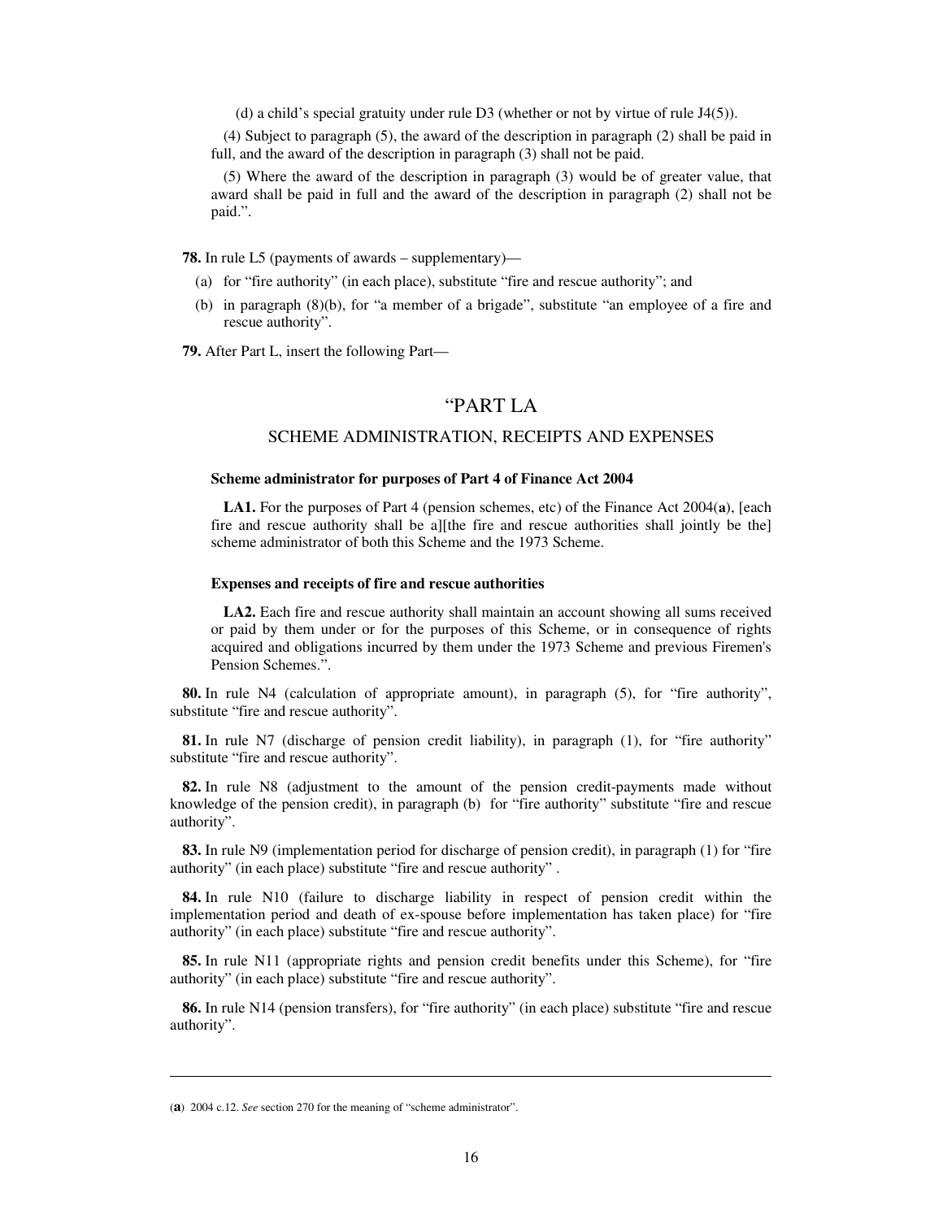(d) a child's special gratuity under rule D3 (whether or not by virtue of rule J4(5)).

(4) Subject to paragraph (5), the award of the description in paragraph (2) shall be paid in full, and the award of the description in paragraph (3) shall not be paid.

(5) Where the award of the description in paragraph (3) would be of greater value, that award shall be paid in full and the award of the description in paragraph (2) shall not be paid.".

**78.** In rule L5 (payments of awards – supplementary)—

(a) for "fire authority" (in each place), substitute "fire and rescue authority"; and

(b) in paragraph (8)(b), for "a member of a brigade", substitute "an employee of a fire and rescue authority".

**79.** After Part L, insert the following Part—

## "PART LA

### SCHEME ADMINISTRATION, RECEIPTS AND EXPENSES

**Scheme administrator for purposes of Part 4 of Finance Act 2004**

**LA1.** For the purposes of Part 4 (pension schemes, etc) of the Finance Act 2004(**a**), [each fire and rescue authority shall be a][the fire and rescue authorities shall jointly be the] scheme administrator of both this Scheme and the 1973 Scheme.

**Expenses and receipts of fire and rescue authorities**

**LA2.** Each fire and rescue authority shall maintain an account showing all sums received or paid by them under or for the purposes of this Scheme, or in consequence of rights acquired and obligations incurred by them under the 1973 Scheme and previous Firemen's Pension Schemes.".

**80.** In rule N4 (calculation of appropriate amount), in paragraph (5), for "fire authority", substitute "fire and rescue authority".

**81.** In rule N7 (discharge of pension credit liability), in paragraph (1), for "fire authority" substitute "fire and rescue authority".

**82.** In rule N8 (adjustment to the amount of the pension credit-payments made without knowledge of the pension credit), in paragraph (b) for "fire authority" substitute "fire and rescue authority".

**83.** In rule N9 (implementation period for discharge of pension credit), in paragraph (1) for "fire authority" (in each place) substitute "fire and rescue authority" .

**84.** In rule N10 (failure to discharge liability in respect of pension credit within the implementation period and death of ex-spouse before implementation has taken place) for "fire authority" (in each place) substitute "fire and rescue authority".

**85.** In rule N11 (appropriate rights and pension credit benefits under this Scheme), for "fire authority" (in each place) substitute "fire and rescue authority".

**86.** In rule N14 (pension transfers), for "fire authority" (in each place) substitute "fire and rescue authority".

---

(**a**) 2004 c.12. *See* section 270 for the meaning of "scheme administrator".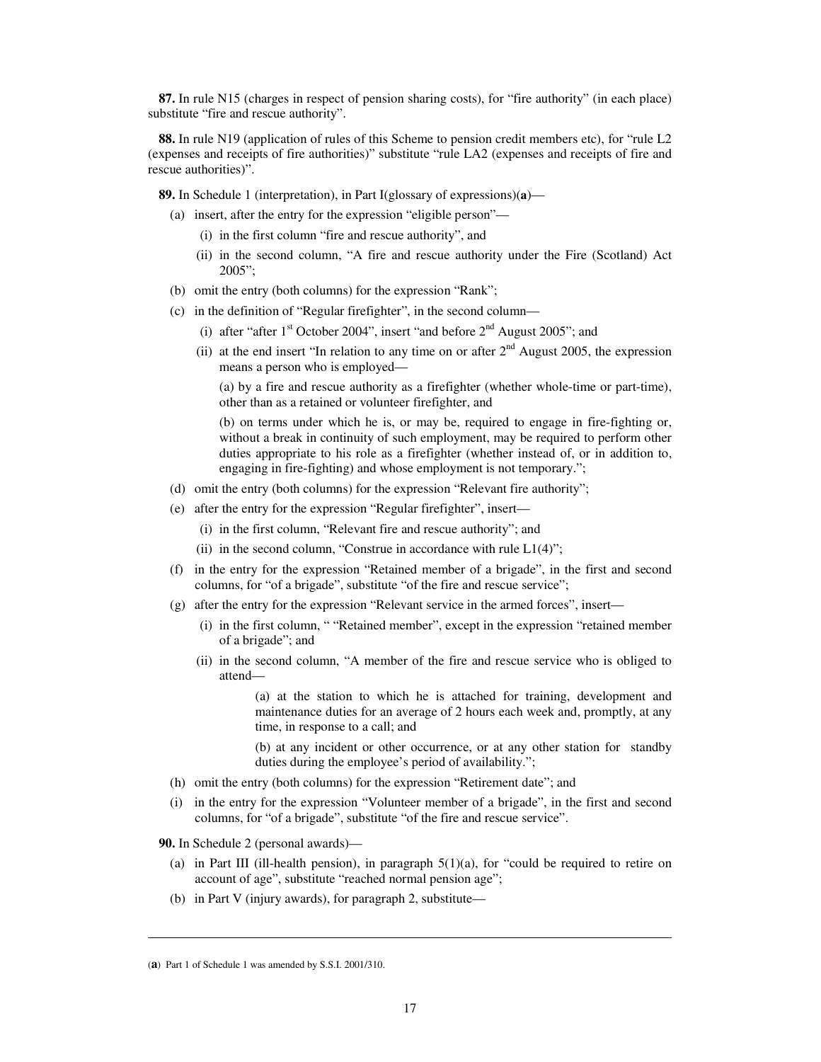**87.** In rule N15 (charges in respect of pension sharing costs), for "fire authority" (in each place) substitute "fire and rescue authority".

**88.** In rule N19 (application of rules of this Scheme to pension credit members etc), for "rule L2 (expenses and receipts of fire authorities)" substitute "rule LA2 (expenses and receipts of fire and rescue authorities)".

**89.** In Schedule 1 (interpretation), in Part I(glossary of expressions)(**a**)—

- (a) insert, after the entry for the expression "eligible person"—
  - (i) in the first column "fire and rescue authority", and
  - (ii) in the second column, "A fire and rescue authority under the Fire (Scotland) Act 2005";
- (b) omit the entry (both columns) for the expression "Rank";
- (c) in the definition of "Regular firefighter", in the second column—
  - (i) after "after 1st October 2004", insert "and before 2nd August 2005"; and
  - (ii) at the end insert "In relation to any time on or after 2nd August 2005, the expression means a person who is employed—

    (a) by a fire and rescue authority as a firefighter (whether whole-time or part-time), other than as a retained or volunteer firefighter, and

    (b) on terms under which he is, or may be, required to engage in fire-fighting or, without a break in continuity of such employment, may be required to perform other duties appropriate to his role as a firefighter (whether instead of, or in addition to, engaging in fire-fighting) and whose employment is not temporary.";
- (d) omit the entry (both columns) for the expression "Relevant fire authority";
- (e) after the entry for the expression "Regular firefighter", insert—
  - (i) in the first column, "Relevant fire and rescue authority"; and
  - (ii) in the second column, "Construe in accordance with rule L1(4)";
- (f) in the entry for the expression "Retained member of a brigade", in the first and second columns, for "of a brigade", substitute "of the fire and rescue service";
- (g) after the entry for the expression "Relevant service in the armed forces", insert—
  - (i) in the first column, " "Retained member", except in the expression "retained member of a brigade"; and
  - (ii) in the second column, "A member of the fire and rescue service who is obliged to attend—

    (a) at the station to which he is attached for training, development and maintenance duties for an average of 2 hours each week and, promptly, at any time, in response to a call; and

    (b) at any incident or other occurrence, or at any other station for standby duties during the employee's period of availability.";
- (h) omit the entry (both columns) for the expression "Retirement date"; and
- (i) in the entry for the expression "Volunteer member of a brigade", in the first and second columns, for "of a brigade", substitute "of the fire and rescue service".

**90.** In Schedule 2 (personal awards)—

- (a) in Part III (ill-health pension), in paragraph 5(1)(a), for "could be required to retire on account of age", substitute "reached normal pension age";
- (b) in Part V (injury awards), for paragraph 2, substitute—

(**a**) Part 1 of Schedule 1 was amended by S.S.I. 2001/310.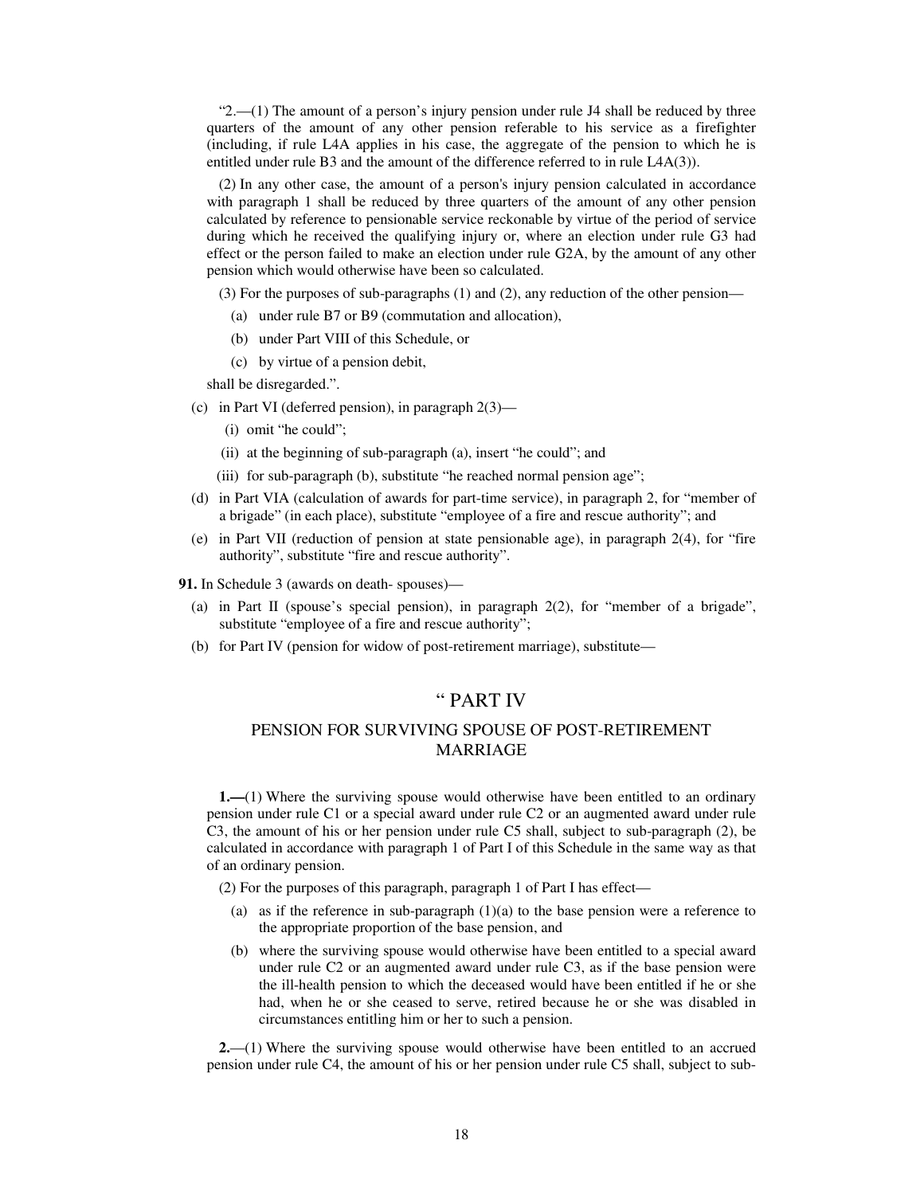"2.—(1) The amount of a person's injury pension under rule J4 shall be reduced by three quarters of the amount of any other pension referable to his service as a firefighter (including, if rule L4A applies in his case, the aggregate of the pension to which he is entitled under rule B3 and the amount of the difference referred to in rule L4A(3)).

(2) In any other case, the amount of a person's injury pension calculated in accordance with paragraph 1 shall be reduced by three quarters of the amount of any other pension calculated by reference to pensionable service reckonable by virtue of the period of service during which he received the qualifying injury or, where an election under rule G3 had effect or the person failed to make an election under rule G2A, by the amount of any other pension which would otherwise have been so calculated.

(3) For the purposes of sub-paragraphs (1) and (2), any reduction of the other pension—

(a) under rule B7 or B9 (commutation and allocation),

(b) under Part VIII of this Schedule, or

(c) by virtue of a pension debit,

shall be disregarded.".

(c) in Part VI (deferred pension), in paragraph 2(3)—

(i) omit "he could";

(ii) at the beginning of sub-paragraph (a), insert "he could"; and

(iii) for sub-paragraph (b), substitute "he reached normal pension age";

(d) in Part VIA (calculation of awards for part-time service), in paragraph 2, for "member of a brigade" (in each place), substitute "employee of a fire and rescue authority"; and

(e) in Part VII (reduction of pension at state pensionable age), in paragraph 2(4), for "fire authority", substitute "fire and rescue authority".

**91.** In Schedule 3 (awards on death- spouses)—

(a) in Part II (spouse's special pension), in paragraph 2(2), for "member of a brigade", substitute "employee of a fire and rescue authority";

(b) for Part IV (pension for widow of post-retirement marriage), substitute—

## " PART IV

### PENSION FOR SURVIVING SPOUSE OF POST-RETIREMENT MARRIAGE

**1.—**(1) Where the surviving spouse would otherwise have been entitled to an ordinary pension under rule C1 or a special award under rule C2 or an augmented award under rule C3, the amount of his or her pension under rule C5 shall, subject to sub-paragraph (2), be calculated in accordance with paragraph 1 of Part I of this Schedule in the same way as that of an ordinary pension.

(2) For the purposes of this paragraph, paragraph 1 of Part I has effect—

(a) as if the reference in sub-paragraph (1)(a) to the base pension were a reference to the appropriate proportion of the base pension, and

(b) where the surviving spouse would otherwise have been entitled to a special award under rule C2 or an augmented award under rule C3, as if the base pension were the ill-health pension to which the deceased would have been entitled if he or she had, when he or she ceased to serve, retired because he or she was disabled in circumstances entitling him or her to such a pension.

**2.**—(1) Where the surviving spouse would otherwise have been entitled to an accrued pension under rule C4, the amount of his or her pension under rule C5 shall, subject to sub-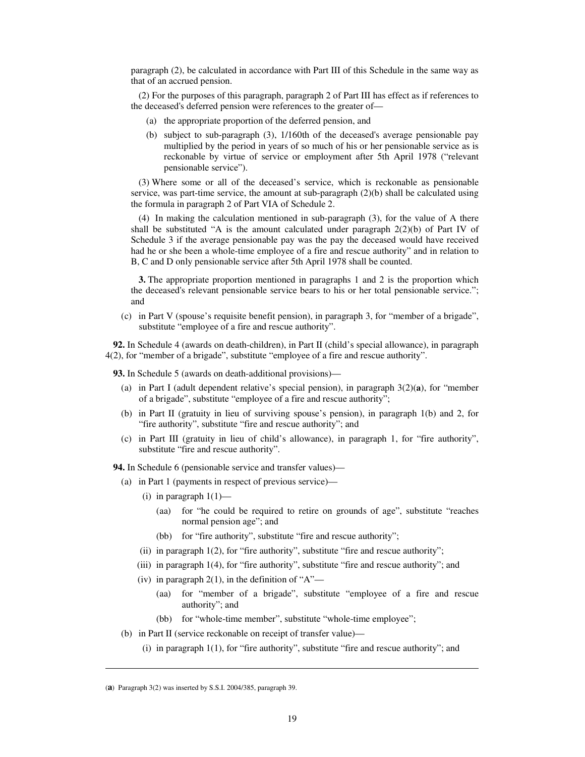paragraph (2), be calculated in accordance with Part III of this Schedule in the same way as that of an accrued pension.

(2) For the purposes of this paragraph, paragraph 2 of Part III has effect as if references to the deceased's deferred pension were references to the greater of—

(a) the appropriate proportion of the deferred pension, and

(b) subject to sub-paragraph (3), 1/160th of the deceased's average pensionable pay multiplied by the period in years of so much of his or her pensionable service as is reckonable by virtue of service or employment after 5th April 1978 ("relevant pensionable service").

(3) Where some or all of the deceased's service, which is reckonable as pensionable service, was part-time service, the amount at sub-paragraph (2)(b) shall be calculated using the formula in paragraph 2 of Part VIA of Schedule 2.

(4) In making the calculation mentioned in sub-paragraph (3), for the value of A there shall be substituted "A is the amount calculated under paragraph 2(2)(b) of Part IV of Schedule 3 if the average pensionable pay was the pay the deceased would have received had he or she been a whole-time employee of a fire and rescue authority" and in relation to B, C and D only pensionable service after 5th April 1978 shall be counted.

**3.** The appropriate proportion mentioned in paragraphs 1 and 2 is the proportion which the deceased's relevant pensionable service bears to his or her total pensionable service."; and

(c) in Part V (spouse's requisite benefit pension), in paragraph 3, for "member of a brigade", substitute "employee of a fire and rescue authority".

**92.** In Schedule 4 (awards on death-children), in Part II (child's special allowance), in paragraph 4(2), for "member of a brigade", substitute "employee of a fire and rescue authority".

**93.** In Schedule 5 (awards on death-additional provisions)—

(a) in Part I (adult dependent relative's special pension), in paragraph 3(2)(**a**), for "member of a brigade", substitute "employee of a fire and rescue authority";

(b) in Part II (gratuity in lieu of surviving spouse's pension), in paragraph 1(b) and 2, for "fire authority", substitute "fire and rescue authority"; and

(c) in Part III (gratuity in lieu of child's allowance), in paragraph 1, for "fire authority", substitute "fire and rescue authority".

**94.** In Schedule 6 (pensionable service and transfer values)—

(a) in Part 1 (payments in respect of previous service)—

(i) in paragraph 1(1)—

(aa) for "he could be required to retire on grounds of age", substitute "reaches normal pension age"; and

(bb) for "fire authority", substitute "fire and rescue authority";

(ii) in paragraph 1(2), for "fire authority", substitute "fire and rescue authority";

(iii) in paragraph 1(4), for "fire authority", substitute "fire and rescue authority"; and

(iv) in paragraph 2(1), in the definition of "A"—

(aa) for "member of a brigade", substitute "employee of a fire and rescue authority"; and

(bb) for "whole-time member", substitute "whole-time employee";

(b) in Part II (service reckonable on receipt of transfer value)—

(i) in paragraph 1(1), for "fire authority", substitute "fire and rescue authority"; and

---

(**a**) Paragraph 3(2) was inserted by S.S.I. 2004/385, paragraph 39.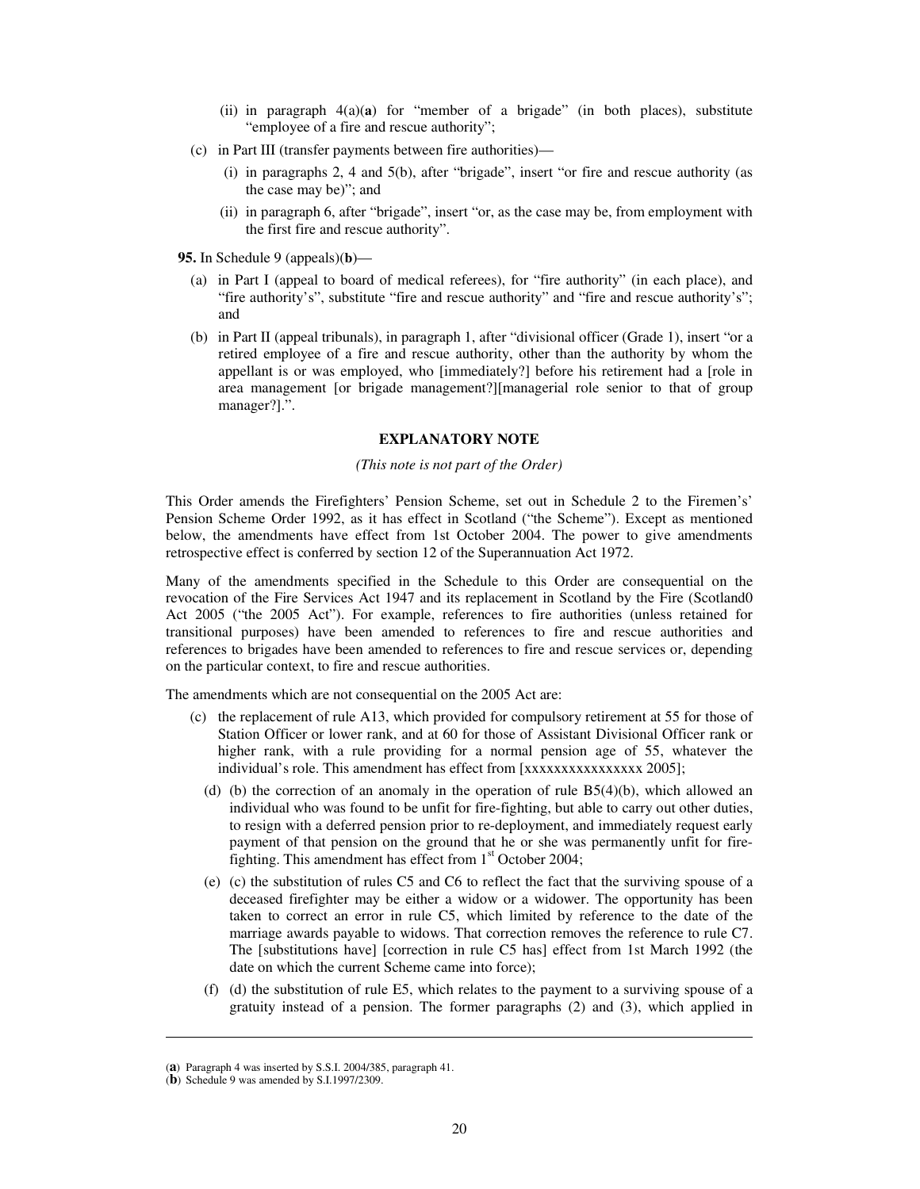(ii) in paragraph 4(a)(**a**) for "member of a brigade" (in both places), substitute "employee of a fire and rescue authority";

(c) in Part III (transfer payments between fire authorities)—

(i) in paragraphs 2, 4 and 5(b), after "brigade", insert "or fire and rescue authority (as the case may be)"; and

(ii) in paragraph 6, after "brigade", insert "or, as the case may be, from employment with the first fire and rescue authority".

**95.** In Schedule 9 (appeals)(**b**)—

(a) in Part I (appeal to board of medical referees), for "fire authority" (in each place), and "fire authority's", substitute "fire and rescue authority" and "fire and rescue authority's"; and

(b) in Part II (appeal tribunals), in paragraph 1, after "divisional officer (Grade 1), insert "or a retired employee of a fire and rescue authority, other than the authority by whom the appellant is or was employed, who [immediately?] before his retirement had a [role in area management [or brigade management?][managerial role senior to that of group manager?].".

## EXPLANATORY NOTE

*(This note is not part of the Order)*

This Order amends the Firefighters' Pension Scheme, set out in Schedule 2 to the Firemen's' Pension Scheme Order 1992, as it has effect in Scotland ("the Scheme"). Except as mentioned below, the amendments have effect from 1st October 2004. The power to give amendments retrospective effect is conferred by section 12 of the Superannuation Act 1972.

Many of the amendments specified in the Schedule to this Order are consequential on the revocation of the Fire Services Act 1947 and its replacement in Scotland by the Fire (Scotland0 Act 2005 ("the 2005 Act"). For example, references to fire authorities (unless retained for transitional purposes) have been amended to references to fire and rescue authorities and references to brigades have been amended to references to fire and rescue services or, depending on the particular context, to fire and rescue authorities.

The amendments which are not consequential on the 2005 Act are:

(c) the replacement of rule A13, which provided for compulsory retirement at 55 for those of Station Officer or lower rank, and at 60 for those of Assistant Divisional Officer rank or higher rank, with a rule providing for a normal pension age of 55, whatever the individual's role. This amendment has effect from [xxxxxxxxxxxxxxxx 2005];

(d) (b) the correction of an anomaly in the operation of rule B5(4)(b), which allowed an individual who was found to be unfit for fire-fighting, but able to carry out other duties, to resign with a deferred pension prior to re-deployment, and immediately request early payment of that pension on the ground that he or she was permanently unfit for fire-fighting. This amendment has effect from 1st October 2004;

(e) (c) the substitution of rules C5 and C6 to reflect the fact that the surviving spouse of a deceased firefighter may be either a widow or a widower. The opportunity has been taken to correct an error in rule C5, which limited by reference to the date of the marriage awards payable to widows. That correction removes the reference to rule C7. The [substitutions have] [correction in rule C5 has] effect from 1st March 1992 (the date on which the current Scheme came into force);

(f) (d) the substitution of rule E5, which relates to the payment to a surviving spouse of a gratuity instead of a pension. The former paragraphs (2) and (3), which applied in

---

(**a**) Paragraph 4 was inserted by S.S.I. 2004/385, paragraph 41.

(**b**) Schedule 9 was amended by S.I.1997/2309.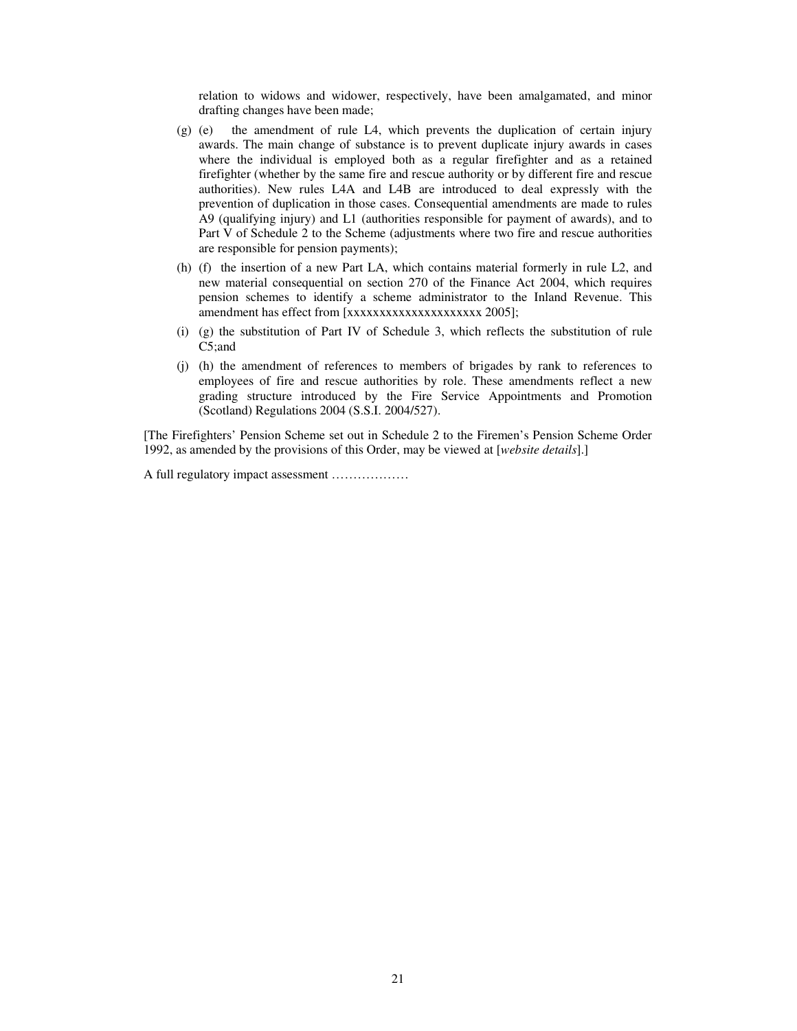relation to widows and widower, respectively, have been amalgamated, and minor drafting changes have been made;

(g) (e) the amendment of rule L4, which prevents the duplication of certain injury awards. The main change of substance is to prevent duplicate injury awards in cases where the individual is employed both as a regular firefighter and as a retained firefighter (whether by the same fire and rescue authority or by different fire and rescue authorities). New rules L4A and L4B are introduced to deal expressly with the prevention of duplication in those cases. Consequential amendments are made to rules A9 (qualifying injury) and L1 (authorities responsible for payment of awards), and to Part V of Schedule 2 to the Scheme (adjustments where two fire and rescue authorities are responsible for pension payments);

(h) (f) the insertion of a new Part LA, which contains material formerly in rule L2, and new material consequential on section 270 of the Finance Act 2004, which requires pension schemes to identify a scheme administrator to the Inland Revenue. This amendment has effect from [xxxxxxxxxxxxxxxxxxxxx 2005];

(i) (g) the substitution of Part IV of Schedule 3, which reflects the substitution of rule C5;and

(j) (h) the amendment of references to members of brigades by rank to references to employees of fire and rescue authorities by role. These amendments reflect a new grading structure introduced by the Fire Service Appointments and Promotion (Scotland) Regulations 2004 (S.S.I. 2004/527).

[The Firefighters' Pension Scheme set out in Schedule 2 to the Firemen's Pension Scheme Order 1992, as amended by the provisions of this Order, may be viewed at [*website details*].]

A full regulatory impact assessment ………………